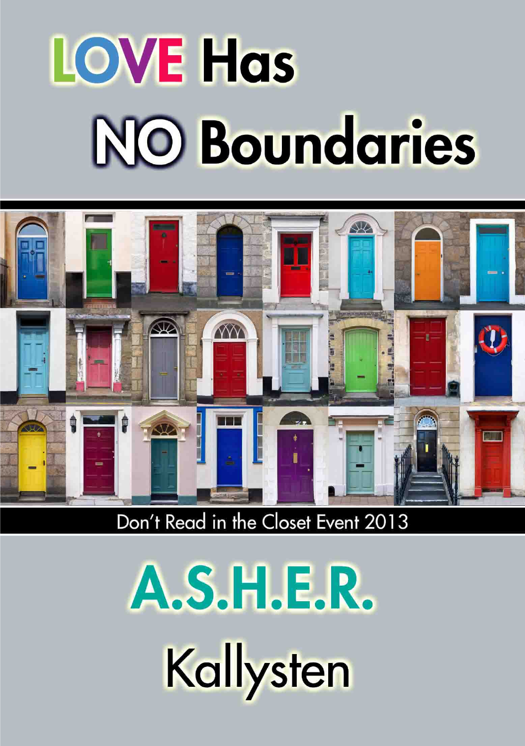# LOVE Has NO Boundaries

Don't Read in the Closet Event 2013

# A.S.H.E.R.

Kallysten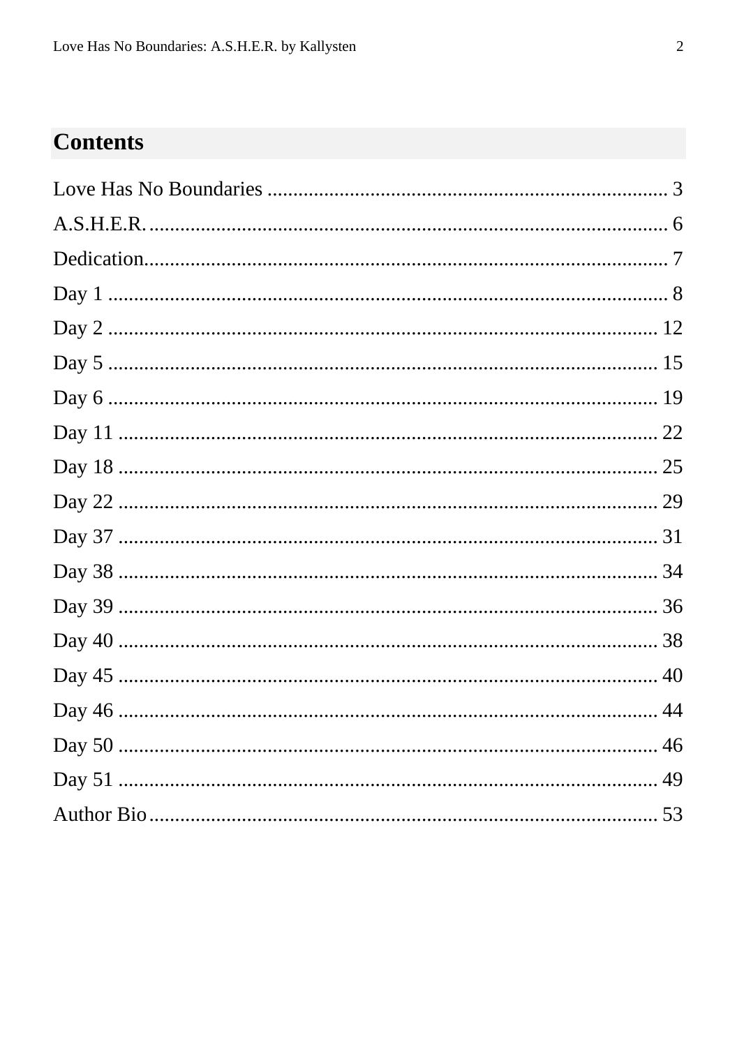## Contents

Love Has No Boundaries ..................................................................... 3

A.S.H.E.R. ..................................................................................... 6

Dedication...................................................................................... 7

Day 1 ............................................................................................ 8

Day 2 ............................................................................................ 12

Day 5 ............................................................................................ 15

Day 6 ............................................................................................ 19

Day 11 .......................................................................................... 22

Day 18 .......................................................................................... 25

Day 22 .......................................................................................... 29

Day 37 .......................................................................................... 31

Day 38 .......................................................................................... 34

Day 39 .......................................................................................... 36

Day 40 .......................................................................................... 38

Day 45 .......................................................................................... 40

Day 46 .......................................................................................... 44

Day 50 .......................................................................................... 46

Day 51 .......................................................................................... 49

Author Bio...................................................................................... 53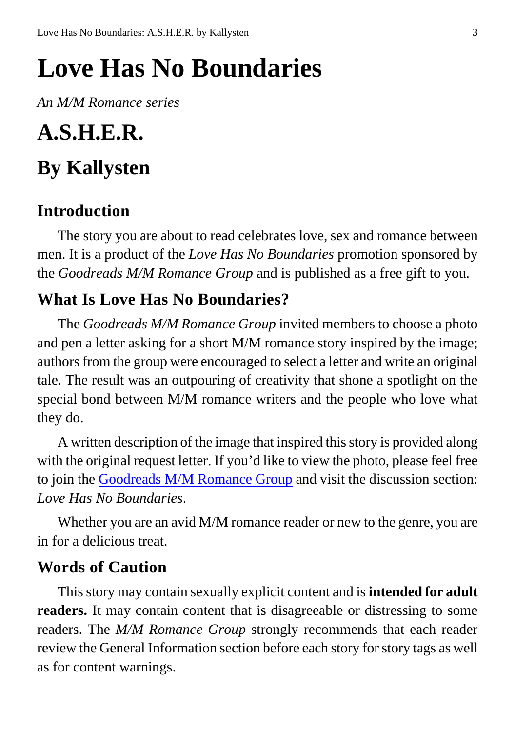# Love Has No Boundaries

*An M/M Romance series*

# A.S.H.E.R.

# By Kallysten

## Introduction

The story you are about to read celebrates love, sex and romance between men. It is a product of the *Love Has No Boundaries* promotion sponsored by the *Goodreads M/M Romance Group* and is published as a free gift to you.

## What Is Love Has No Boundaries?

The *Goodreads M/M Romance Group* invited members to choose a photo and pen a letter asking for a short M/M romance story inspired by the image; authors from the group were encouraged to select a letter and write an original tale. The result was an outpouring of creativity that shone a spotlight on the special bond between M/M romance writers and the people who love what they do.

A written description of the image that inspired this story is provided along with the original request letter. If you'd like to view the photo, please feel free to join the Goodreads M/M Romance Group and visit the discussion section: *Love Has No Boundaries*.

Whether you are an avid M/M romance reader or new to the genre, you are in for a delicious treat.

## Words of Caution

This story may contain sexually explicit content and is **intended for adult readers.** It may contain content that is disagreeable or distressing to some readers. The *M/M Romance Group* strongly recommends that each reader review the General Information section before each story for story tags as well as for content warnings.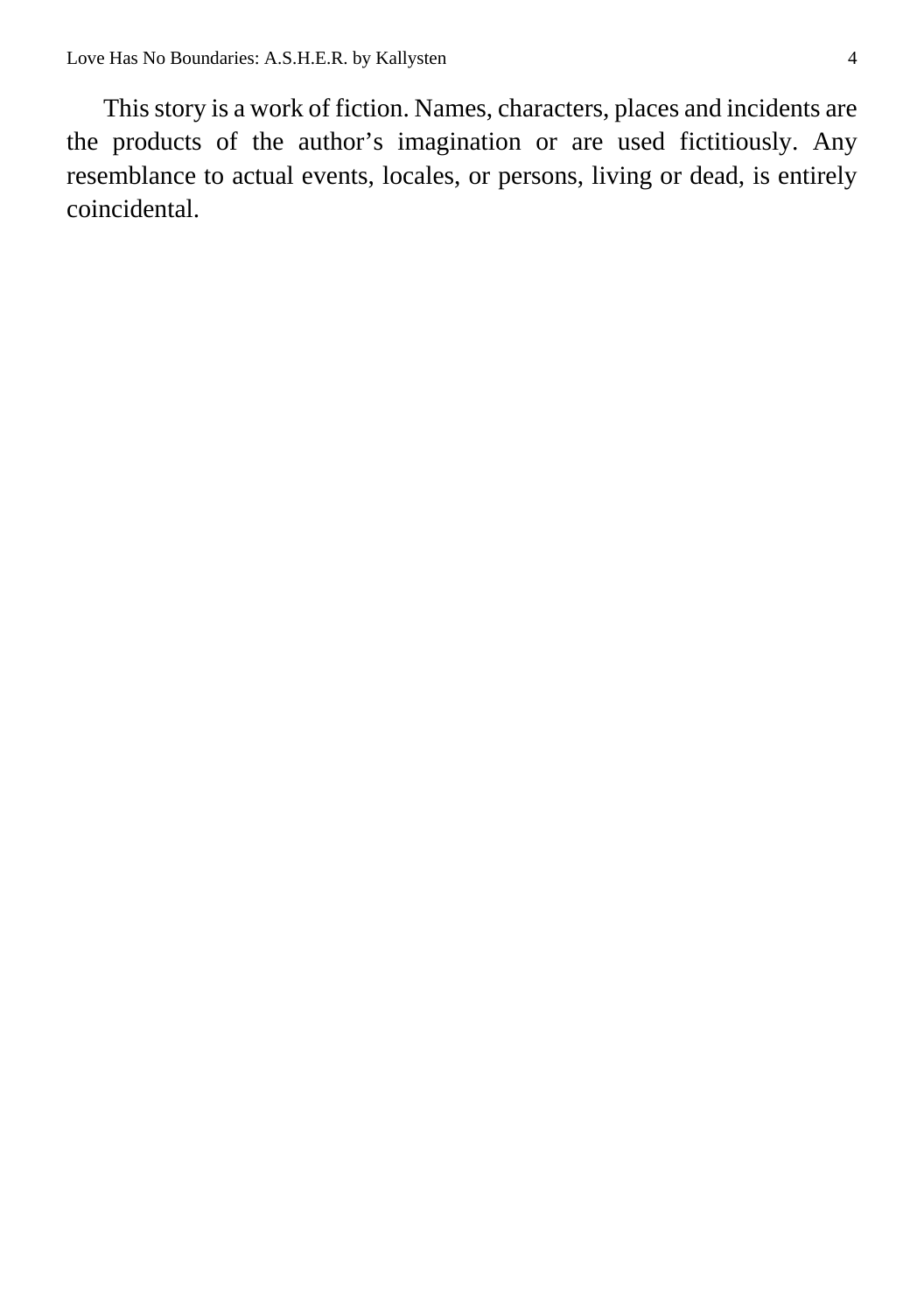This story is a work of fiction. Names, characters, places and incidents are the products of the author’s imagination or are used fictitiously. Any resemblance to actual events, locales, or persons, living or dead, is entirely coincidental.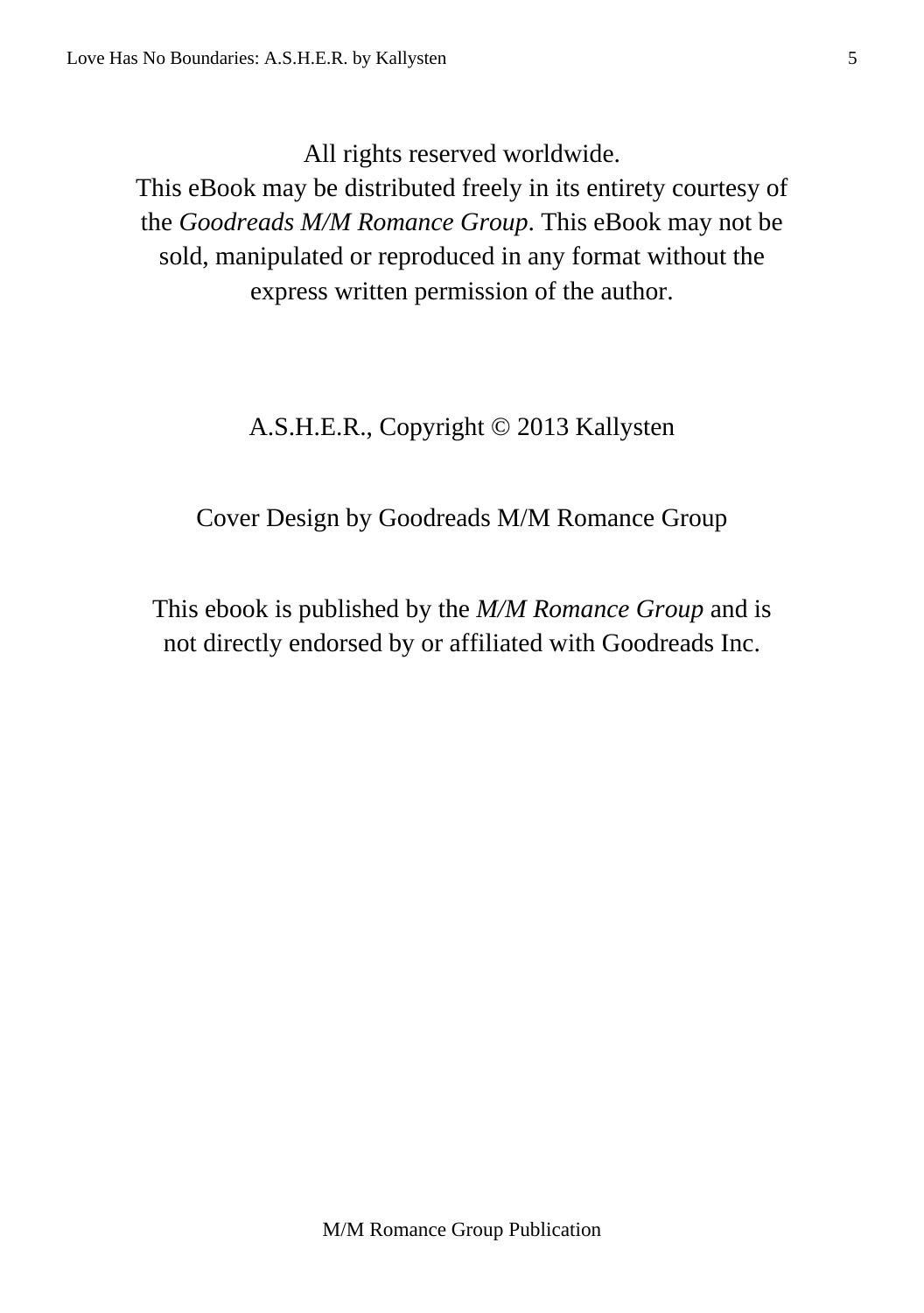All rights reserved worldwide.
This eBook may be distributed freely in its entirety courtesy of the *Goodreads M/M Romance Group*. This eBook may not be sold, manipulated or reproduced in any format without the express written permission of the author.

A.S.H.E.R., Copyright © 2013 Kallysten

Cover Design by Goodreads M/M Romance Group

This ebook is published by the *M/M Romance Group* and is not directly endorsed by or affiliated with Goodreads Inc.

M/M Romance Group Publication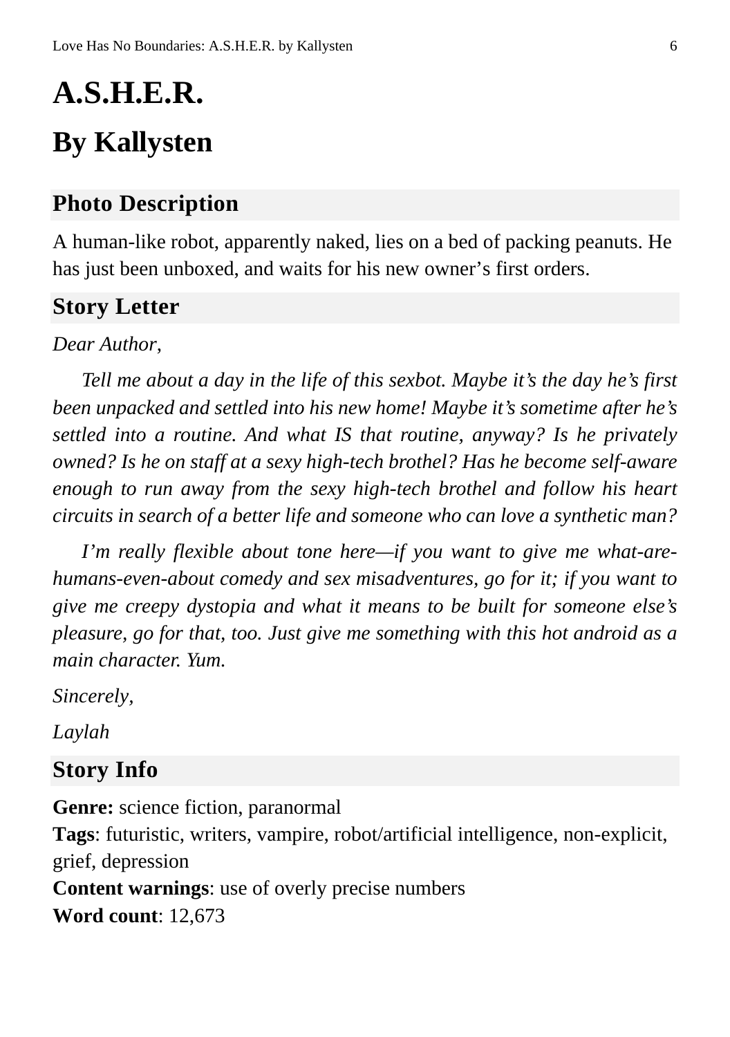# A.S.H.E.R.

## By Kallysten

### Photo Description

A human-like robot, apparently naked, lies on a bed of packing peanuts. He has just been unboxed, and waits for his new owner's first orders.

### Story Letter

*Dear Author,*

*Tell me about a day in the life of this sexbot. Maybe it's the day he's first been unpacked and settled into his new home! Maybe it's sometime after he's settled into a routine. And what IS that routine, anyway? Is he privately owned? Is he on staff at a sexy high-tech brothel? Has he become self-aware enough to run away from the sexy high-tech brothel and follow his heart circuits in search of a better life and someone who can love a synthetic man?*

*I'm really flexible about tone here—if you want to give me what-are-humans-even-about comedy and sex misadventures, go for it; if you want to give me creepy dystopia and what it means to be built for someone else's pleasure, go for that, too. Just give me something with this hot android as a main character. Yum.*

*Sincerely,*

*Laylah*

### Story Info

**Genre:** science fiction, paranormal
**Tags**: futuristic, writers, vampire, robot/artificial intelligence, non-explicit, grief, depression
**Content warnings**: use of overly precise numbers
**Word count**: 12,673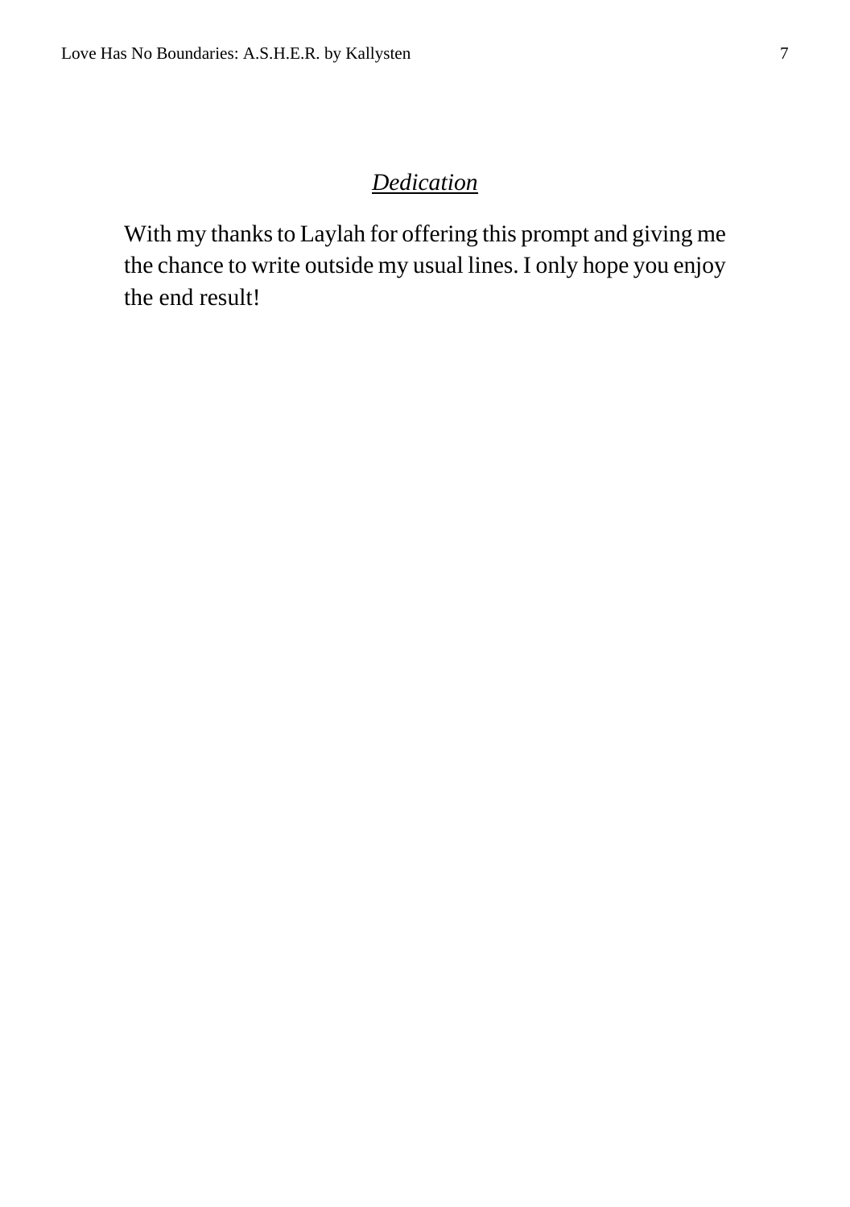## *Dedication*

With my thanks to Laylah for offering this prompt and giving me the chance to write outside my usual lines. I only hope you enjoy the end result!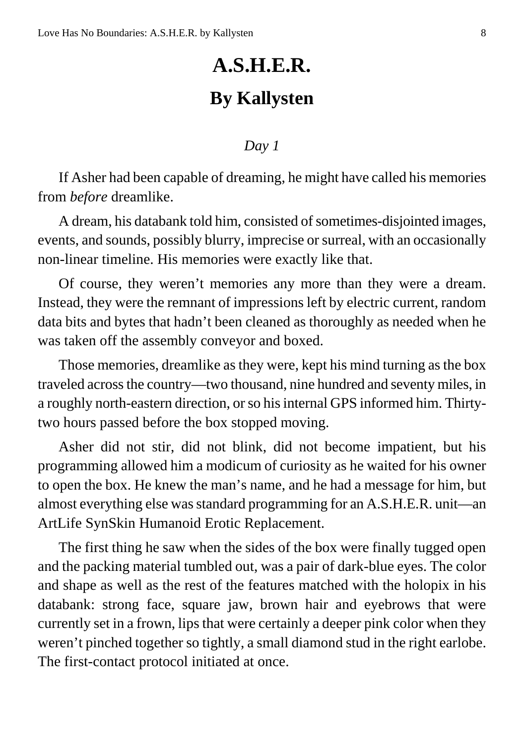# A.S.H.E.R.

## By Kallysten

*Day 1*

If Asher had been capable of dreaming, he might have called his memories from *before* dreamlike.

A dream, his databank told him, consisted of sometimes-disjointed images, events, and sounds, possibly blurry, imprecise or surreal, with an occasionally non-linear timeline. His memories were exactly like that.

Of course, they weren't memories any more than they were a dream. Instead, they were the remnant of impressions left by electric current, random data bits and bytes that hadn't been cleaned as thoroughly as needed when he was taken off the assembly conveyor and boxed.

Those memories, dreamlike as they were, kept his mind turning as the box traveled across the country—two thousand, nine hundred and seventy miles, in a roughly north-eastern direction, or so his internal GPS informed him. Thirty-two hours passed before the box stopped moving.

Asher did not stir, did not blink, did not become impatient, but his programming allowed him a modicum of curiosity as he waited for his owner to open the box. He knew the man's name, and he had a message for him, but almost everything else was standard programming for an A.S.H.E.R. unit—an ArtLife SynSkin Humanoid Erotic Replacement.

The first thing he saw when the sides of the box were finally tugged open and the packing material tumbled out, was a pair of dark-blue eyes. The color and shape as well as the rest of the features matched with the holopix in his databank: strong face, square jaw, brown hair and eyebrows that were currently set in a frown, lips that were certainly a deeper pink color when they weren't pinched together so tightly, a small diamond stud in the right earlobe. The first-contact protocol initiated at once.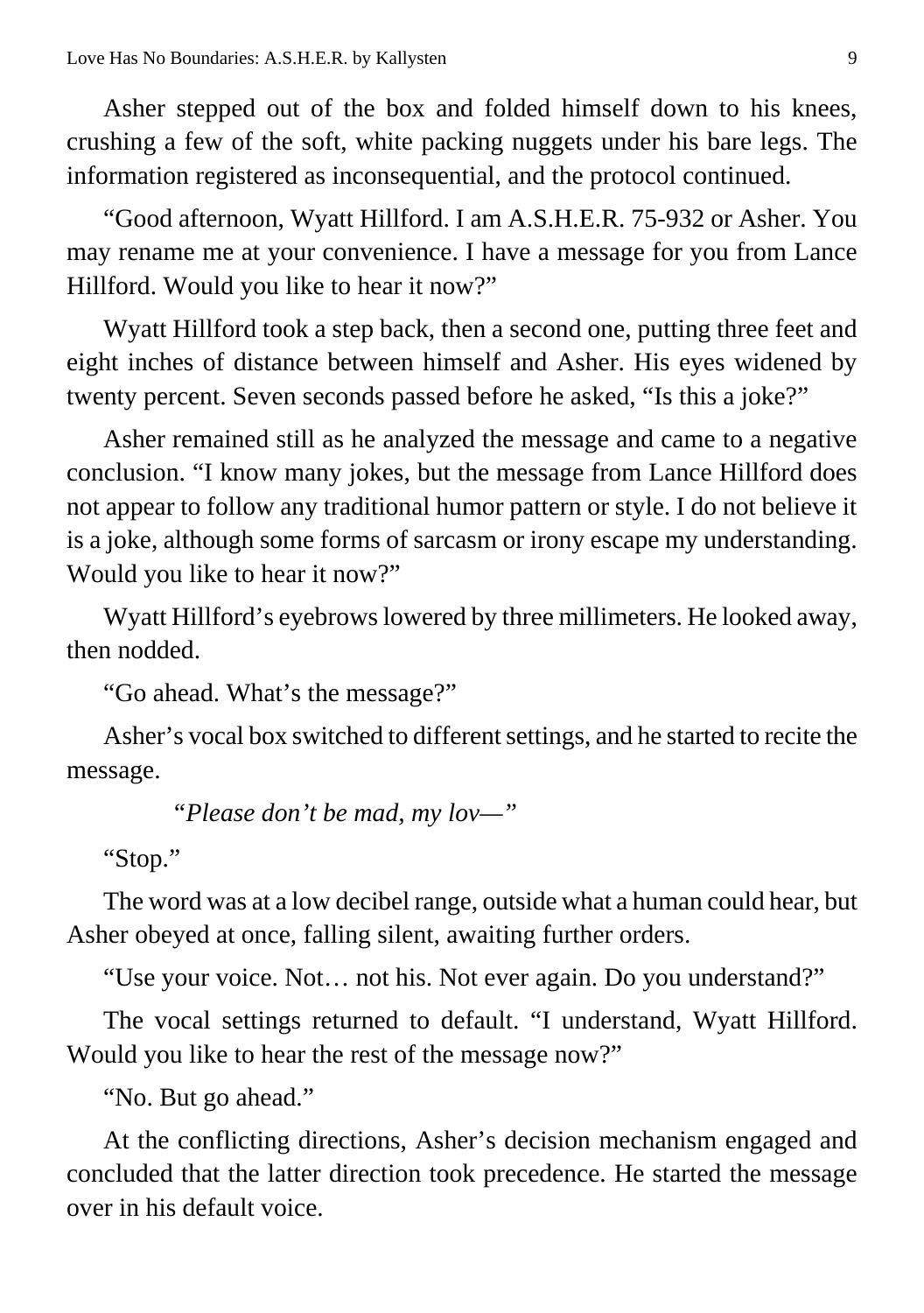Asher stepped out of the box and folded himself down to his knees, crushing a few of the soft, white packing nuggets under his bare legs. The information registered as inconsequential, and the protocol continued.

"Good afternoon, Wyatt Hillford. I am A.S.H.E.R. 75-932 or Asher. You may rename me at your convenience. I have a message for you from Lance Hillford. Would you like to hear it now?"

Wyatt Hillford took a step back, then a second one, putting three feet and eight inches of distance between himself and Asher. His eyes widened by twenty percent. Seven seconds passed before he asked, "Is this a joke?"

Asher remained still as he analyzed the message and came to a negative conclusion. "I know many jokes, but the message from Lance Hillford does not appear to follow any traditional humor pattern or style. I do not believe it is a joke, although some forms of sarcasm or irony escape my understanding. Would you like to hear it now?"

Wyatt Hillford's eyebrows lowered by three millimeters. He looked away, then nodded.

"Go ahead. What's the message?"

Asher's vocal box switched to different settings, and he started to recite the message.

> *"Please don't be mad, my lov—"*

"Stop."

The word was at a low decibel range, outside what a human could hear, but Asher obeyed at once, falling silent, awaiting further orders.

"Use your voice. Not… not his. Not ever again. Do you understand?"

The vocal settings returned to default. "I understand, Wyatt Hillford. Would you like to hear the rest of the message now?"

"No. But go ahead."

At the conflicting directions, Asher's decision mechanism engaged and concluded that the latter direction took precedence. He started the message over in his default voice.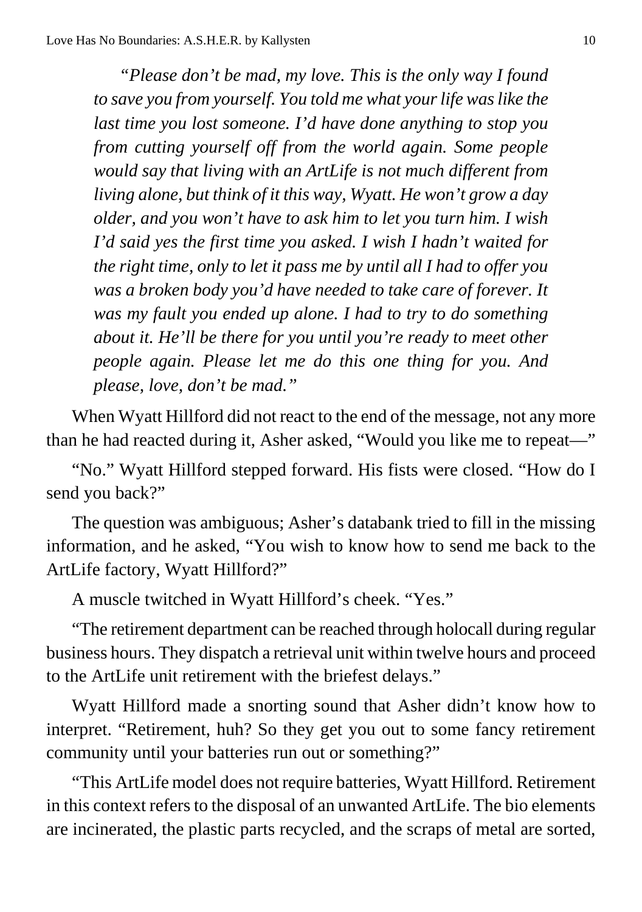*"Please don't be mad, my love. This is the only way I found to save you from yourself. You told me what your life was like the last time you lost someone. I'd have done anything to stop you from cutting yourself off from the world again. Some people would say that living with an ArtLife is not much different from living alone, but think of it this way, Wyatt. He won't grow a day older, and you won't have to ask him to let you turn him. I wish I'd said yes the first time you asked. I wish I hadn't waited for the right time, only to let it pass me by until all I had to offer you was a broken body you'd have needed to take care of forever. It was my fault you ended up alone. I had to try to do something about it. He'll be there for you until you're ready to meet other people again. Please let me do this one thing for you. And please, love, don't be mad."*

When Wyatt Hillford did not react to the end of the message, not any more than he had reacted during it, Asher asked, "Would you like me to repeat—"

"No." Wyatt Hillford stepped forward. His fists were closed. "How do I send you back?"

The question was ambiguous; Asher's databank tried to fill in the missing information, and he asked, "You wish to know how to send me back to the ArtLife factory, Wyatt Hillford?"

A muscle twitched in Wyatt Hillford's cheek. "Yes."

"The retirement department can be reached through holocall during regular business hours. They dispatch a retrieval unit within twelve hours and proceed to the ArtLife unit retirement with the briefest delays."

Wyatt Hillford made a snorting sound that Asher didn't know how to interpret. "Retirement, huh? So they get you out to some fancy retirement community until your batteries run out or something?"

"This ArtLife model does not require batteries, Wyatt Hillford. Retirement in this context refers to the disposal of an unwanted ArtLife. The bio elements are incinerated, the plastic parts recycled, and the scraps of metal are sorted,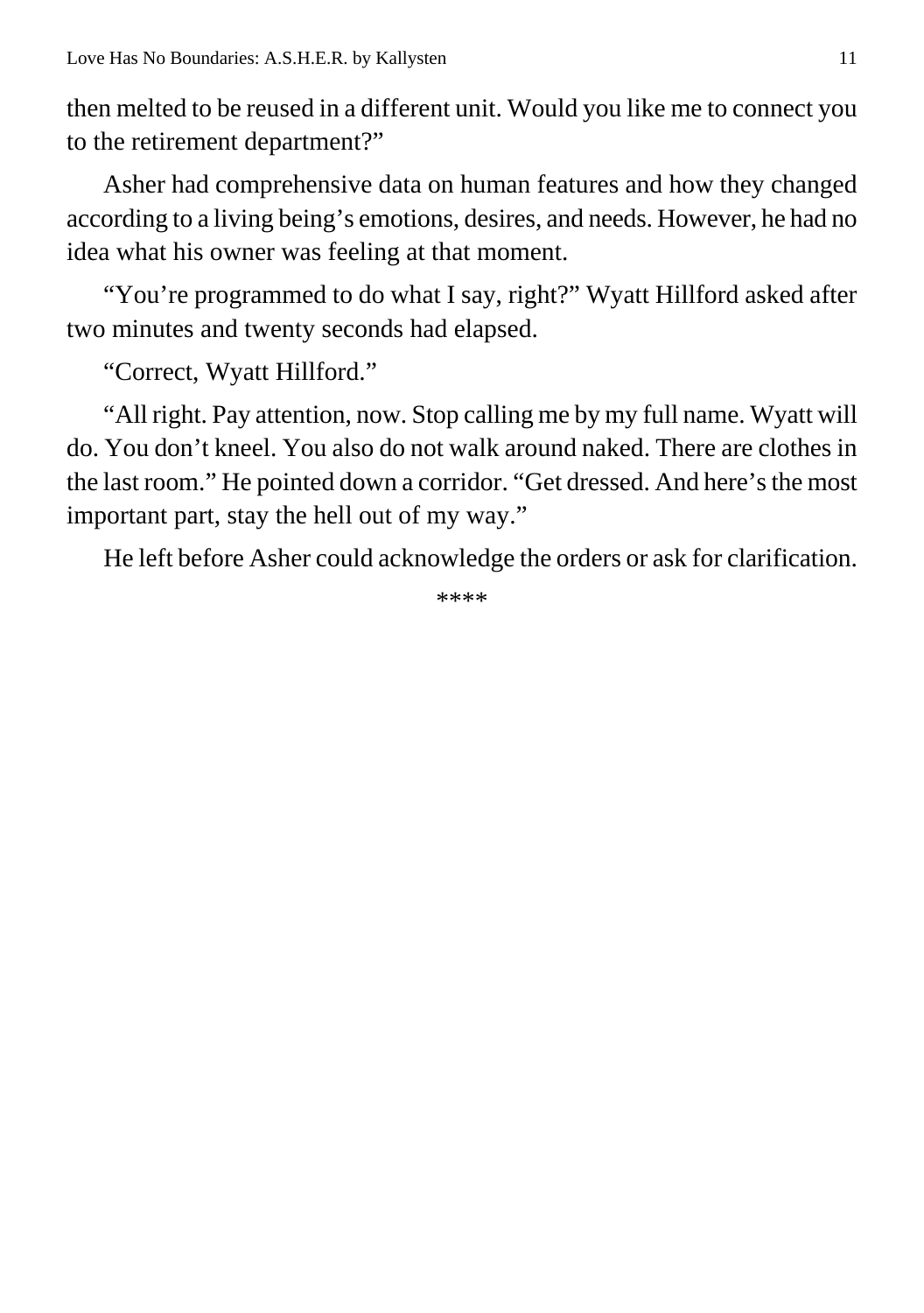then melted to be reused in a different unit. Would you like me to connect you to the retirement department?"

Asher had comprehensive data on human features and how they changed according to a living being's emotions, desires, and needs. However, he had no idea what his owner was feeling at that moment.

"You're programmed to do what I say, right?" Wyatt Hillford asked after two minutes and twenty seconds had elapsed.

"Correct, Wyatt Hillford."

"All right. Pay attention, now. Stop calling me by my full name. Wyatt will do. You don't kneel. You also do not walk around naked. There are clothes in the last room." He pointed down a corridor. "Get dressed. And here's the most important part, stay the hell out of my way."

He left before Asher could acknowledge the orders or ask for clarification.

****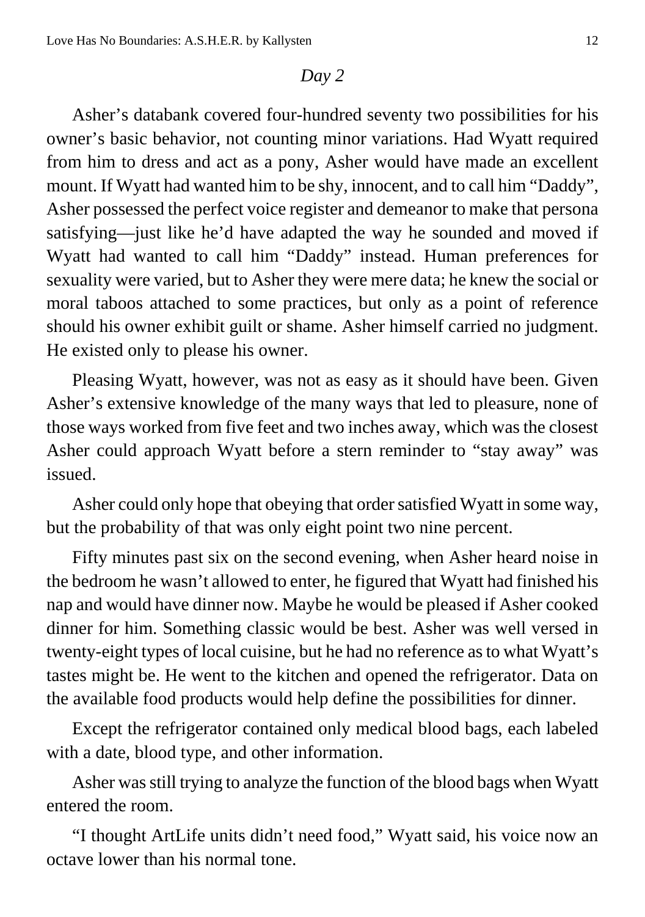*Day 2*

Asher's databank covered four-hundred seventy two possibilities for his owner's basic behavior, not counting minor variations. Had Wyatt required from him to dress and act as a pony, Asher would have made an excellent mount. If Wyatt had wanted him to be shy, innocent, and to call him "Daddy", Asher possessed the perfect voice register and demeanor to make that persona satisfying—just like he'd have adapted the way he sounded and moved if Wyatt had wanted to call him "Daddy" instead. Human preferences for sexuality were varied, but to Asher they were mere data; he knew the social or moral taboos attached to some practices, but only as a point of reference should his owner exhibit guilt or shame. Asher himself carried no judgment. He existed only to please his owner.

Pleasing Wyatt, however, was not as easy as it should have been. Given Asher's extensive knowledge of the many ways that led to pleasure, none of those ways worked from five feet and two inches away, which was the closest Asher could approach Wyatt before a stern reminder to "stay away" was issued.

Asher could only hope that obeying that order satisfied Wyatt in some way, but the probability of that was only eight point two nine percent.

Fifty minutes past six on the second evening, when Asher heard noise in the bedroom he wasn't allowed to enter, he figured that Wyatt had finished his nap and would have dinner now. Maybe he would be pleased if Asher cooked dinner for him. Something classic would be best. Asher was well versed in twenty-eight types of local cuisine, but he had no reference as to what Wyatt's tastes might be. He went to the kitchen and opened the refrigerator. Data on the available food products would help define the possibilities for dinner.

Except the refrigerator contained only medical blood bags, each labeled with a date, blood type, and other information.

Asher was still trying to analyze the function of the blood bags when Wyatt entered the room.

"I thought ArtLife units didn't need food," Wyatt said, his voice now an octave lower than his normal tone.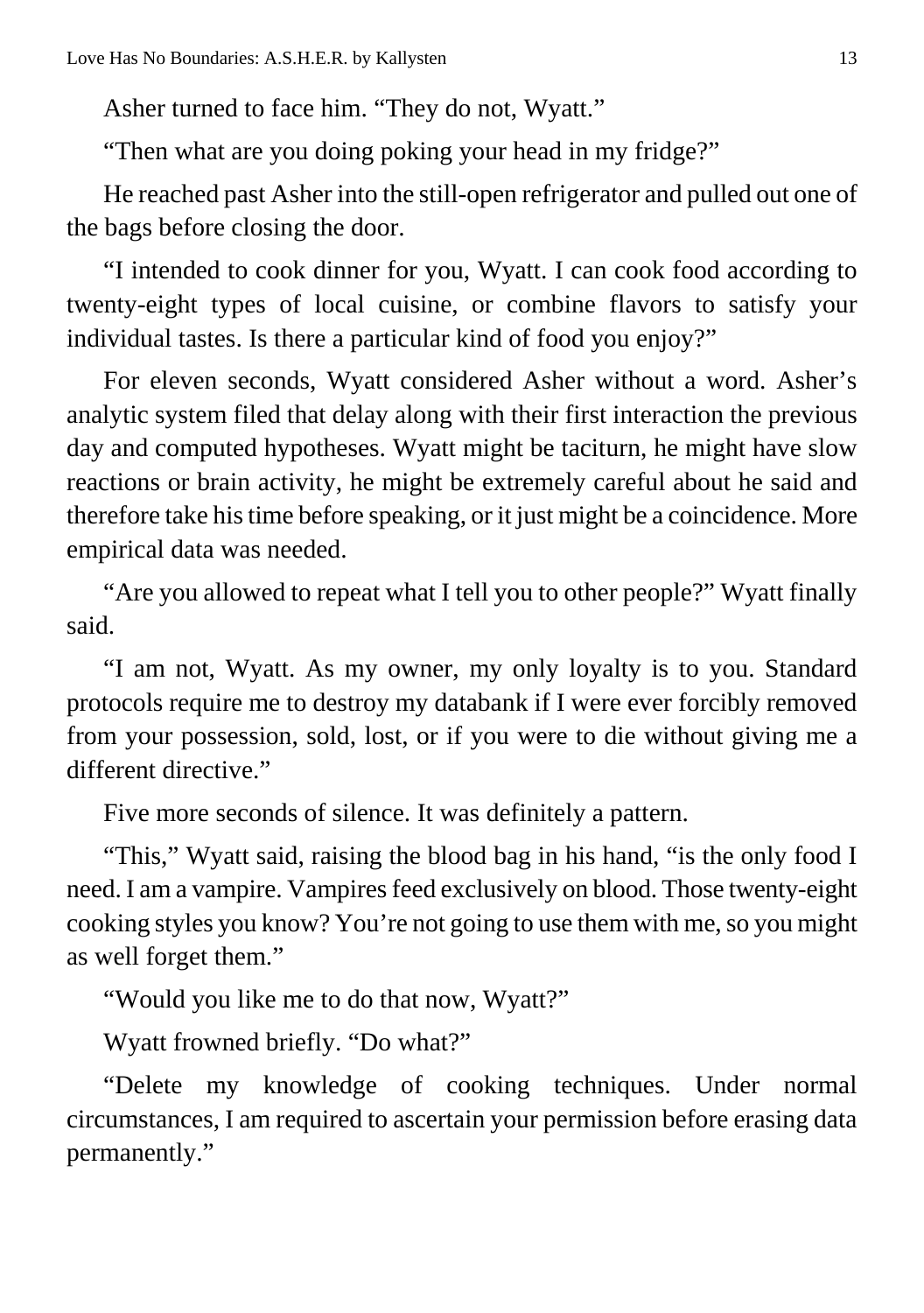Asher turned to face him. “They do not, Wyatt.”

“Then what are you doing poking your head in my fridge?”

He reached past Asher into the still-open refrigerator and pulled out one of the bags before closing the door.

“I intended to cook dinner for you, Wyatt. I can cook food according to twenty-eight types of local cuisine, or combine flavors to satisfy your individual tastes. Is there a particular kind of food you enjoy?”

For eleven seconds, Wyatt considered Asher without a word. Asher’s analytic system filed that delay along with their first interaction the previous day and computed hypotheses. Wyatt might be taciturn, he might have slow reactions or brain activity, he might be extremely careful about he said and therefore take his time before speaking, or it just might be a coincidence. More empirical data was needed.

“Are you allowed to repeat what I tell you to other people?” Wyatt finally said.

“I am not, Wyatt. As my owner, my only loyalty is to you. Standard protocols require me to destroy my databank if I were ever forcibly removed from your possession, sold, lost, or if you were to die without giving me a different directive.”

Five more seconds of silence. It was definitely a pattern.

“This,” Wyatt said, raising the blood bag in his hand, “is the only food I need. I am a vampire. Vampires feed exclusively on blood. Those twenty-eight cooking styles you know? You’re not going to use them with me, so you might as well forget them.”

“Would you like me to do that now, Wyatt?”

Wyatt frowned briefly. “Do what?”

“Delete my knowledge of cooking techniques. Under normal circumstances, I am required to ascertain your permission before erasing data permanently.”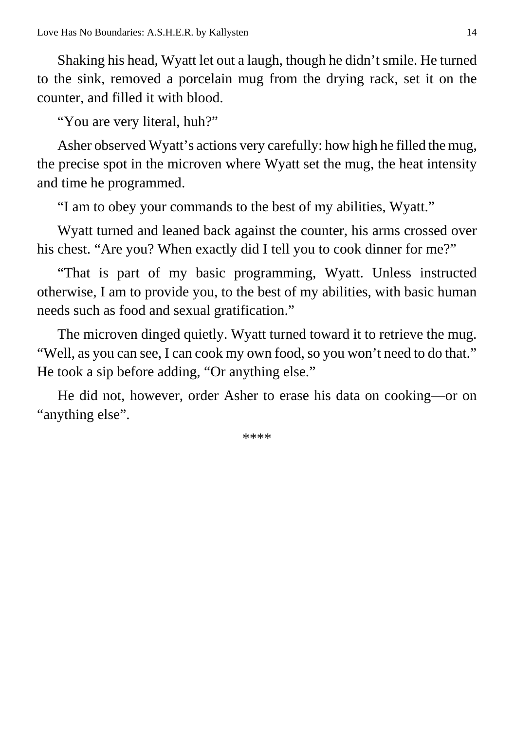Shaking his head, Wyatt let out a laugh, though he didn't smile. He turned to the sink, removed a porcelain mug from the drying rack, set it on the counter, and filled it with blood.

"You are very literal, huh?"

Asher observed Wyatt's actions very carefully: how high he filled the mug, the precise spot in the microven where Wyatt set the mug, the heat intensity and time he programmed.

"I am to obey your commands to the best of my abilities, Wyatt."

Wyatt turned and leaned back against the counter, his arms crossed over his chest. "Are you? When exactly did I tell you to cook dinner for me?"

"That is part of my basic programming, Wyatt. Unless instructed otherwise, I am to provide you, to the best of my abilities, with basic human needs such as food and sexual gratification."

The microven dinged quietly. Wyatt turned toward it to retrieve the mug. "Well, as you can see, I can cook my own food, so you won't need to do that." He took a sip before adding, "Or anything else."

He did not, however, order Asher to erase his data on cooking—or on "anything else".

****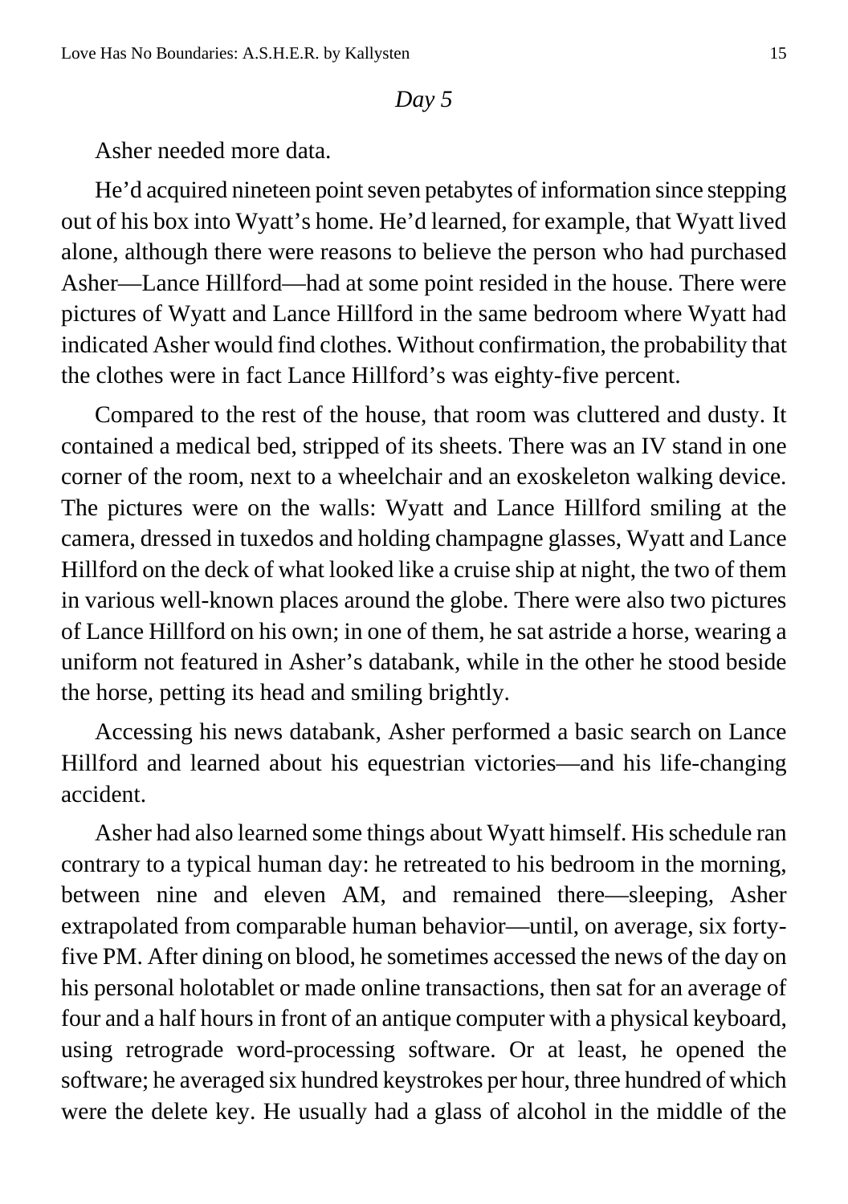*Day 5*

Asher needed more data.

He'd acquired nineteen point seven petabytes of information since stepping out of his box into Wyatt's home. He'd learned, for example, that Wyatt lived alone, although there were reasons to believe the person who had purchased Asher—Lance Hillford—had at some point resided in the house. There were pictures of Wyatt and Lance Hillford in the same bedroom where Wyatt had indicated Asher would find clothes. Without confirmation, the probability that the clothes were in fact Lance Hillford's was eighty-five percent.

Compared to the rest of the house, that room was cluttered and dusty. It contained a medical bed, stripped of its sheets. There was an IV stand in one corner of the room, next to a wheelchair and an exoskeleton walking device. The pictures were on the walls: Wyatt and Lance Hillford smiling at the camera, dressed in tuxedos and holding champagne glasses, Wyatt and Lance Hillford on the deck of what looked like a cruise ship at night, the two of them in various well-known places around the globe. There were also two pictures of Lance Hillford on his own; in one of them, he sat astride a horse, wearing a uniform not featured in Asher's databank, while in the other he stood beside the horse, petting its head and smiling brightly.

Accessing his news databank, Asher performed a basic search on Lance Hillford and learned about his equestrian victories—and his life-changing accident.

Asher had also learned some things about Wyatt himself. His schedule ran contrary to a typical human day: he retreated to his bedroom in the morning, between nine and eleven AM, and remained there—sleeping, Asher extrapolated from comparable human behavior—until, on average, six forty-five PM. After dining on blood, he sometimes accessed the news of the day on his personal holotablet or made online transactions, then sat for an average of four and a half hours in front of an antique computer with a physical keyboard, using retrograde word-processing software. Or at least, he opened the software; he averaged six hundred keystrokes per hour, three hundred of which were the delete key. He usually had a glass of alcohol in the middle of the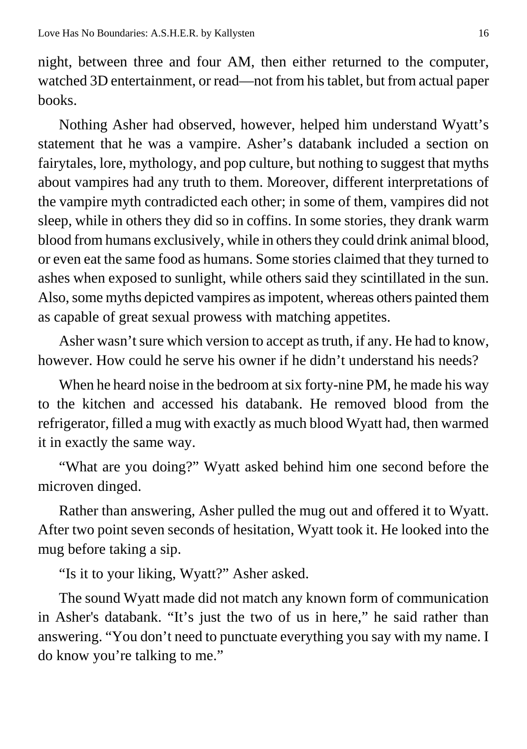night, between three and four AM, then either returned to the computer, watched 3D entertainment, or read—not from his tablet, but from actual paper books.

Nothing Asher had observed, however, helped him understand Wyatt's statement that he was a vampire. Asher's databank included a section on fairytales, lore, mythology, and pop culture, but nothing to suggest that myths about vampires had any truth to them. Moreover, different interpretations of the vampire myth contradicted each other; in some of them, vampires did not sleep, while in others they did so in coffins. In some stories, they drank warm blood from humans exclusively, while in others they could drink animal blood, or even eat the same food as humans. Some stories claimed that they turned to ashes when exposed to sunlight, while others said they scintillated in the sun. Also, some myths depicted vampires as impotent, whereas others painted them as capable of great sexual prowess with matching appetites.

Asher wasn't sure which version to accept as truth, if any. He had to know, however. How could he serve his owner if he didn't understand his needs?

When he heard noise in the bedroom at six forty-nine PM, he made his way to the kitchen and accessed his databank. He removed blood from the refrigerator, filled a mug with exactly as much blood Wyatt had, then warmed it in exactly the same way.

"What are you doing?" Wyatt asked behind him one second before the microven dinged.

Rather than answering, Asher pulled the mug out and offered it to Wyatt. After two point seven seconds of hesitation, Wyatt took it. He looked into the mug before taking a sip.

"Is it to your liking, Wyatt?" Asher asked.

The sound Wyatt made did not match any known form of communication in Asher's databank. "It's just the two of us in here," he said rather than answering. "You don't need to punctuate everything you say with my name. I do know you're talking to me."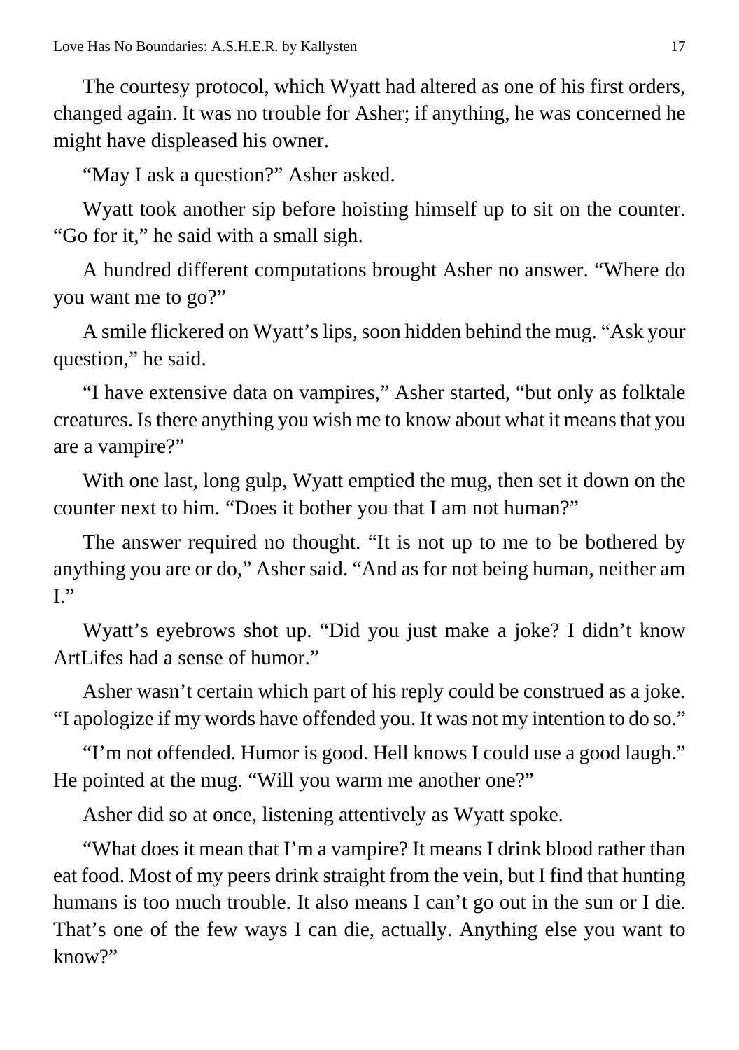The courtesy protocol, which Wyatt had altered as one of his first orders, changed again. It was no trouble for Asher; if anything, he was concerned he might have displeased his owner.

"May I ask a question?" Asher asked.

Wyatt took another sip before hoisting himself up to sit on the counter. "Go for it," he said with a small sigh.

A hundred different computations brought Asher no answer. "Where do you want me to go?"

A smile flickered on Wyatt's lips, soon hidden behind the mug. "Ask your question," he said.

"I have extensive data on vampires," Asher started, "but only as folktale creatures. Is there anything you wish me to know about what it means that you are a vampire?"

With one last, long gulp, Wyatt emptied the mug, then set it down on the counter next to him. "Does it bother you that I am not human?"

The answer required no thought. "It is not up to me to be bothered by anything you are or do," Asher said. "And as for not being human, neither am I."

Wyatt's eyebrows shot up. "Did you just make a joke? I didn't know ArtLifes had a sense of humor."

Asher wasn't certain which part of his reply could be construed as a joke. "I apologize if my words have offended you. It was not my intention to do so."

"I'm not offended. Humor is good. Hell knows I could use a good laugh." He pointed at the mug. "Will you warm me another one?"

Asher did so at once, listening attentively as Wyatt spoke.

"What does it mean that I'm a vampire? It means I drink blood rather than eat food. Most of my peers drink straight from the vein, but I find that hunting humans is too much trouble. It also means I can't go out in the sun or I die. That's one of the few ways I can die, actually. Anything else you want to know?"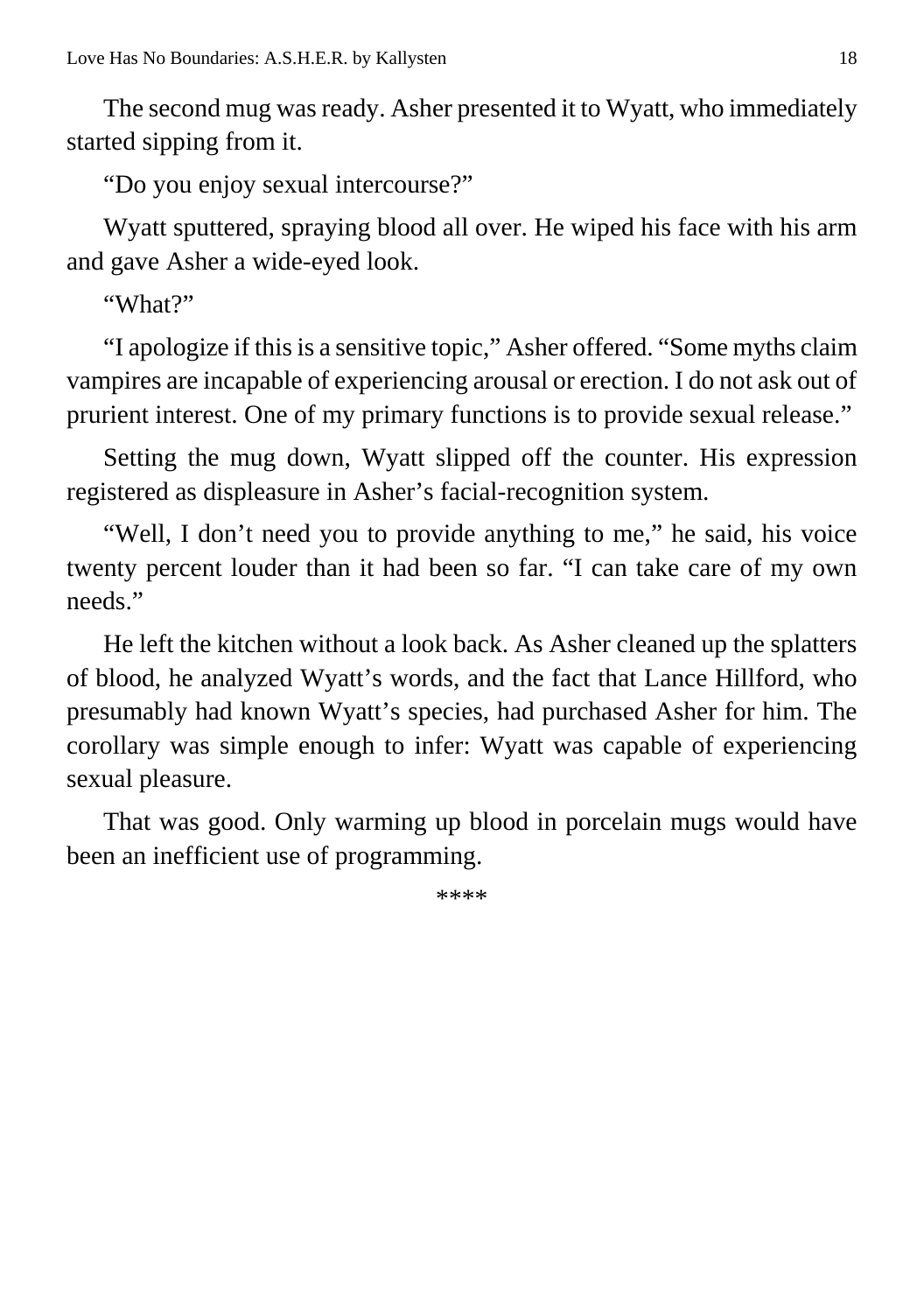The second mug was ready. Asher presented it to Wyatt, who immediately started sipping from it.

"Do you enjoy sexual intercourse?"

Wyatt sputtered, spraying blood all over. He wiped his face with his arm and gave Asher a wide-eyed look.

"What?"

"I apologize if this is a sensitive topic," Asher offered. "Some myths claim vampires are incapable of experiencing arousal or erection. I do not ask out of prurient interest. One of my primary functions is to provide sexual release."

Setting the mug down, Wyatt slipped off the counter. His expression registered as displeasure in Asher's facial-recognition system.

"Well, I don't need you to provide anything to me," he said, his voice twenty percent louder than it had been so far. "I can take care of my own needs."

He left the kitchen without a look back. As Asher cleaned up the splatters of blood, he analyzed Wyatt's words, and the fact that Lance Hillford, who presumably had known Wyatt's species, had purchased Asher for him. The corollary was simple enough to infer: Wyatt was capable of experiencing sexual pleasure.

That was good. Only warming up blood in porcelain mugs would have been an inefficient use of programming.

****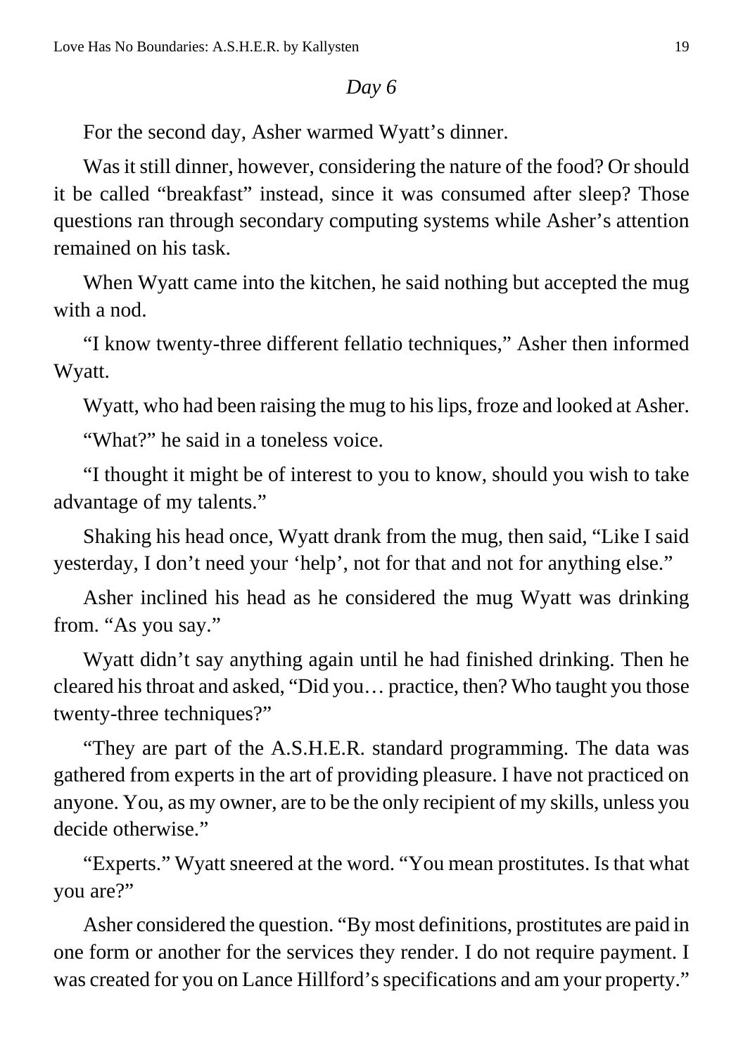*Day 6*

For the second day, Asher warmed Wyatt's dinner.

Was it still dinner, however, considering the nature of the food? Or should it be called "breakfast" instead, since it was consumed after sleep? Those questions ran through secondary computing systems while Asher's attention remained on his task.

When Wyatt came into the kitchen, he said nothing but accepted the mug with a nod.

"I know twenty-three different fellatio techniques," Asher then informed Wyatt.

Wyatt, who had been raising the mug to his lips, froze and looked at Asher.

"What?" he said in a toneless voice.

"I thought it might be of interest to you to know, should you wish to take advantage of my talents."

Shaking his head once, Wyatt drank from the mug, then said, "Like I said yesterday, I don't need your 'help', not for that and not for anything else."

Asher inclined his head as he considered the mug Wyatt was drinking from. "As you say."

Wyatt didn't say anything again until he had finished drinking. Then he cleared his throat and asked, "Did you… practice, then? Who taught you those twenty-three techniques?"

"They are part of the A.S.H.E.R. standard programming. The data was gathered from experts in the art of providing pleasure. I have not practiced on anyone. You, as my owner, are to be the only recipient of my skills, unless you decide otherwise."

"Experts." Wyatt sneered at the word. "You mean prostitutes. Is that what you are?"

Asher considered the question. "By most definitions, prostitutes are paid in one form or another for the services they render. I do not require payment. I was created for you on Lance Hillford's specifications and am your property."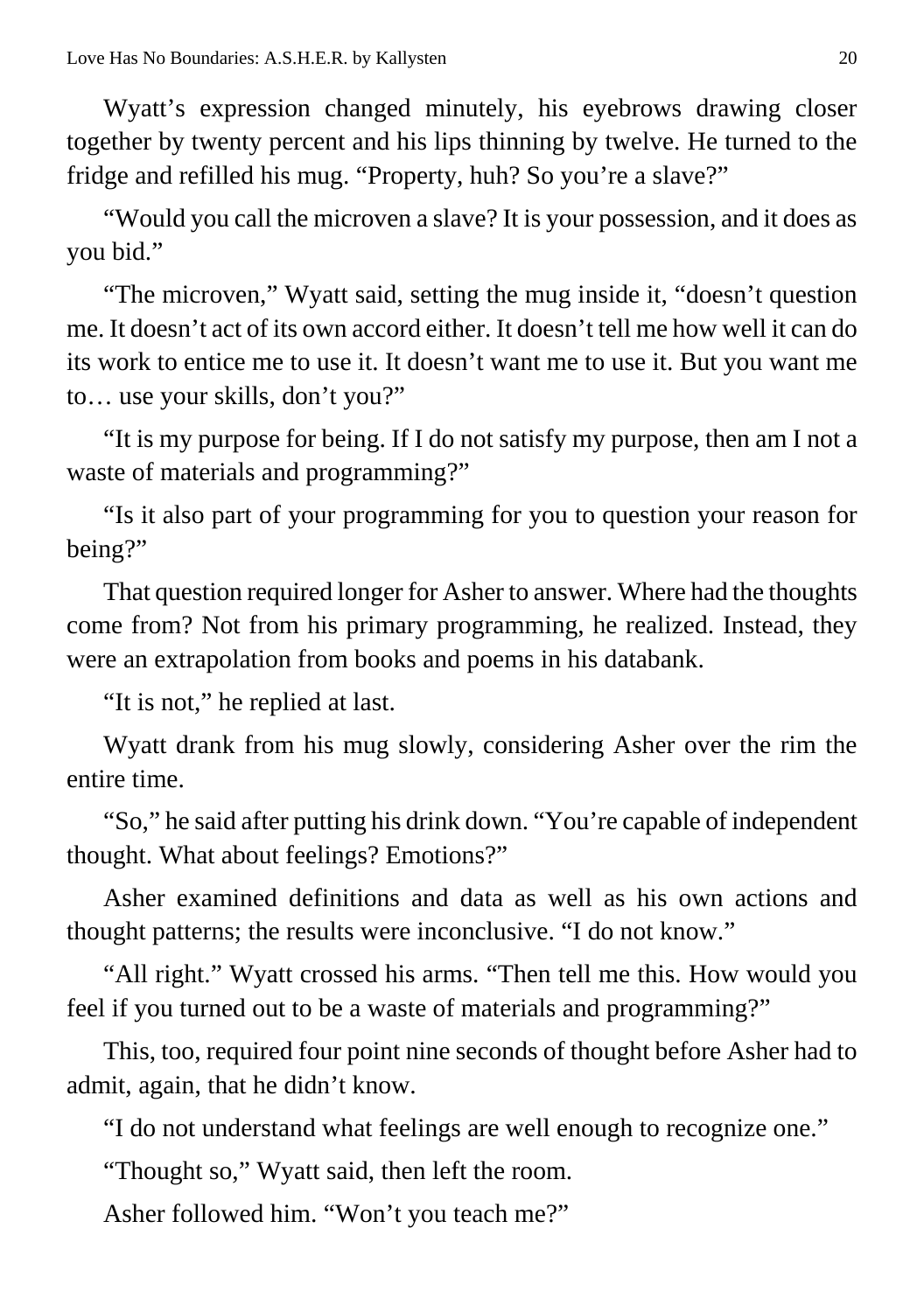Wyatt's expression changed minutely, his eyebrows drawing closer together by twenty percent and his lips thinning by twelve. He turned to the fridge and refilled his mug. "Property, huh? So you're a slave?"

"Would you call the microven a slave? It is your possession, and it does as you bid."

"The microven," Wyatt said, setting the mug inside it, "doesn't question me. It doesn't act of its own accord either. It doesn't tell me how well it can do its work to entice me to use it. It doesn't want me to use it. But you want me to… use your skills, don't you?"

"It is my purpose for being. If I do not satisfy my purpose, then am I not a waste of materials and programming?"

"Is it also part of your programming for you to question your reason for being?"

That question required longer for Asher to answer. Where had the thoughts come from? Not from his primary programming, he realized. Instead, they were an extrapolation from books and poems in his databank.

"It is not," he replied at last.

Wyatt drank from his mug slowly, considering Asher over the rim the entire time.

"So," he said after putting his drink down. "You're capable of independent thought. What about feelings? Emotions?"

Asher examined definitions and data as well as his own actions and thought patterns; the results were inconclusive. "I do not know."

"All right." Wyatt crossed his arms. "Then tell me this. How would you feel if you turned out to be a waste of materials and programming?"

This, too, required four point nine seconds of thought before Asher had to admit, again, that he didn't know.

"I do not understand what feelings are well enough to recognize one."

"Thought so," Wyatt said, then left the room.

Asher followed him. "Won't you teach me?"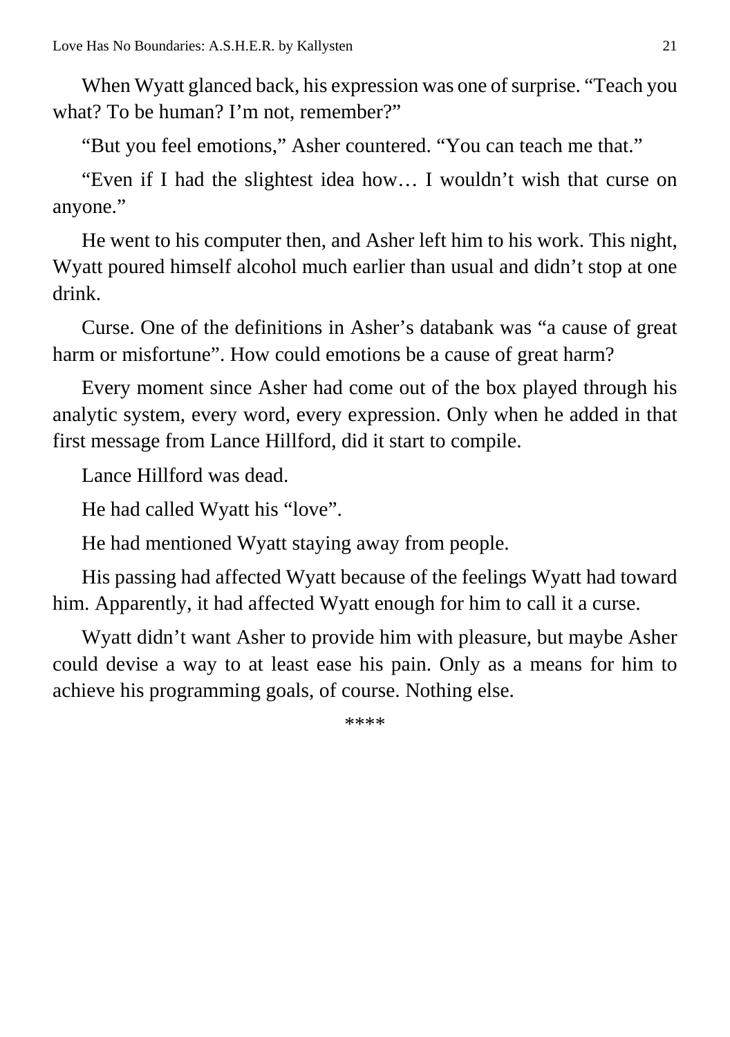When Wyatt glanced back, his expression was one of surprise. “Teach you what? To be human? I’m not, remember?”

“But you feel emotions,” Asher countered. “You can teach me that.”

“Even if I had the slightest idea how… I wouldn’t wish that curse on anyone.”

He went to his computer then, and Asher left him to his work. This night, Wyatt poured himself alcohol much earlier than usual and didn’t stop at one drink.

Curse. One of the definitions in Asher’s databank was “a cause of great harm or misfortune”. How could emotions be a cause of great harm?

Every moment since Asher had come out of the box played through his analytic system, every word, every expression. Only when he added in that first message from Lance Hillford, did it start to compile.

Lance Hillford was dead.

He had called Wyatt his “love”.

He had mentioned Wyatt staying away from people.

His passing had affected Wyatt because of the feelings Wyatt had toward him. Apparently, it had affected Wyatt enough for him to call it a curse.

Wyatt didn’t want Asher to provide him with pleasure, but maybe Asher could devise a way to at least ease his pain. Only as a means for him to achieve his programming goals, of course. Nothing else.

****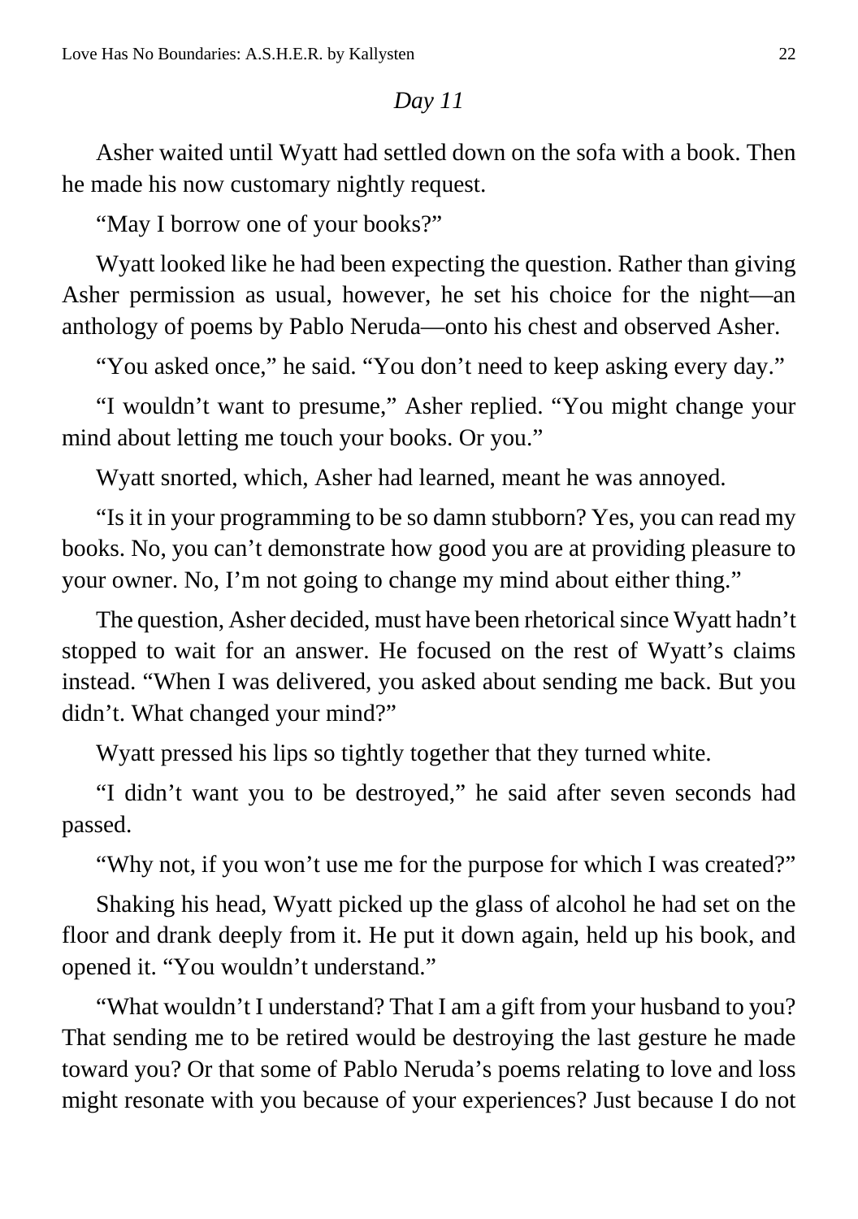*Day 11*

Asher waited until Wyatt had settled down on the sofa with a book. Then he made his now customary nightly request.

"May I borrow one of your books?"

Wyatt looked like he had been expecting the question. Rather than giving Asher permission as usual, however, he set his choice for the night—an anthology of poems by Pablo Neruda—onto his chest and observed Asher.

"You asked once," he said. "You don't need to keep asking every day."

"I wouldn't want to presume," Asher replied. "You might change your mind about letting me touch your books. Or you."

Wyatt snorted, which, Asher had learned, meant he was annoyed.

"Is it in your programming to be so damn stubborn? Yes, you can read my books. No, you can't demonstrate how good you are at providing pleasure to your owner. No, I'm not going to change my mind about either thing."

The question, Asher decided, must have been rhetorical since Wyatt hadn't stopped to wait for an answer. He focused on the rest of Wyatt's claims instead. "When I was delivered, you asked about sending me back. But you didn't. What changed your mind?"

Wyatt pressed his lips so tightly together that they turned white.

"I didn't want you to be destroyed," he said after seven seconds had passed.

"Why not, if you won't use me for the purpose for which I was created?"

Shaking his head, Wyatt picked up the glass of alcohol he had set on the floor and drank deeply from it. He put it down again, held up his book, and opened it. "You wouldn't understand."

"What wouldn't I understand? That I am a gift from your husband to you? That sending me to be retired would be destroying the last gesture he made toward you? Or that some of Pablo Neruda's poems relating to love and loss might resonate with you because of your experiences? Just because I do not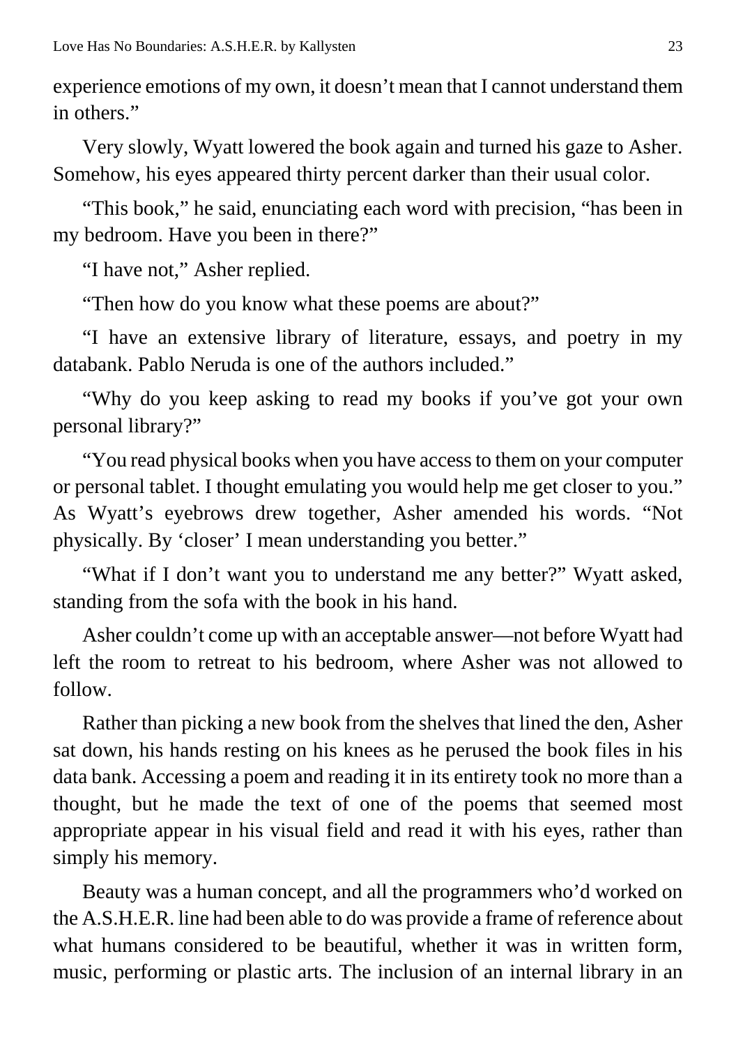experience emotions of my own, it doesn't mean that I cannot understand them in others."

Very slowly, Wyatt lowered the book again and turned his gaze to Asher. Somehow, his eyes appeared thirty percent darker than their usual color.

"This book," he said, enunciating each word with precision, "has been in my bedroom. Have you been in there?"

"I have not," Asher replied.

"Then how do you know what these poems are about?"

"I have an extensive library of literature, essays, and poetry in my databank. Pablo Neruda is one of the authors included."

"Why do you keep asking to read my books if you've got your own personal library?"

"You read physical books when you have access to them on your computer or personal tablet. I thought emulating you would help me get closer to you." As Wyatt's eyebrows drew together, Asher amended his words. "Not physically. By 'closer' I mean understanding you better."

"What if I don't want you to understand me any better?" Wyatt asked, standing from the sofa with the book in his hand.

Asher couldn't come up with an acceptable answer—not before Wyatt had left the room to retreat to his bedroom, where Asher was not allowed to follow.

Rather than picking a new book from the shelves that lined the den, Asher sat down, his hands resting on his knees as he perused the book files in his data bank. Accessing a poem and reading it in its entirety took no more than a thought, but he made the text of one of the poems that seemed most appropriate appear in his visual field and read it with his eyes, rather than simply his memory.

Beauty was a human concept, and all the programmers who'd worked on the A.S.H.E.R. line had been able to do was provide a frame of reference about what humans considered to be beautiful, whether it was in written form, music, performing or plastic arts. The inclusion of an internal library in an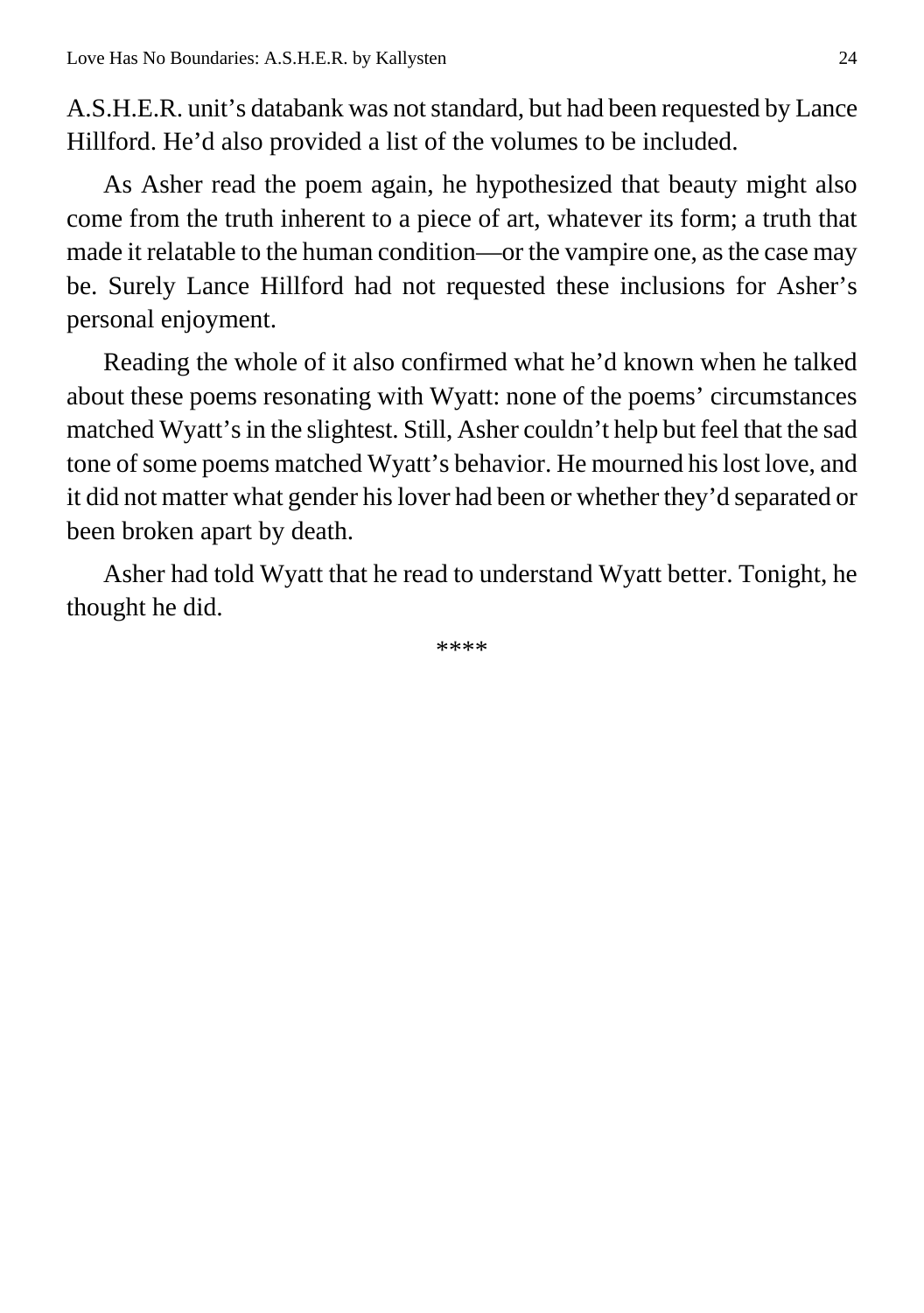A.S.H.E.R. unit's databank was not standard, but had been requested by Lance Hillford. He'd also provided a list of the volumes to be included.

As Asher read the poem again, he hypothesized that beauty might also come from the truth inherent to a piece of art, whatever its form; a truth that made it relatable to the human condition—or the vampire one, as the case may be. Surely Lance Hillford had not requested these inclusions for Asher's personal enjoyment.

Reading the whole of it also confirmed what he'd known when he talked about these poems resonating with Wyatt: none of the poems' circumstances matched Wyatt's in the slightest. Still, Asher couldn't help but feel that the sad tone of some poems matched Wyatt's behavior. He mourned his lost love, and it did not matter what gender his lover had been or whether they'd separated or been broken apart by death.

Asher had told Wyatt that he read to understand Wyatt better. Tonight, he thought he did.

****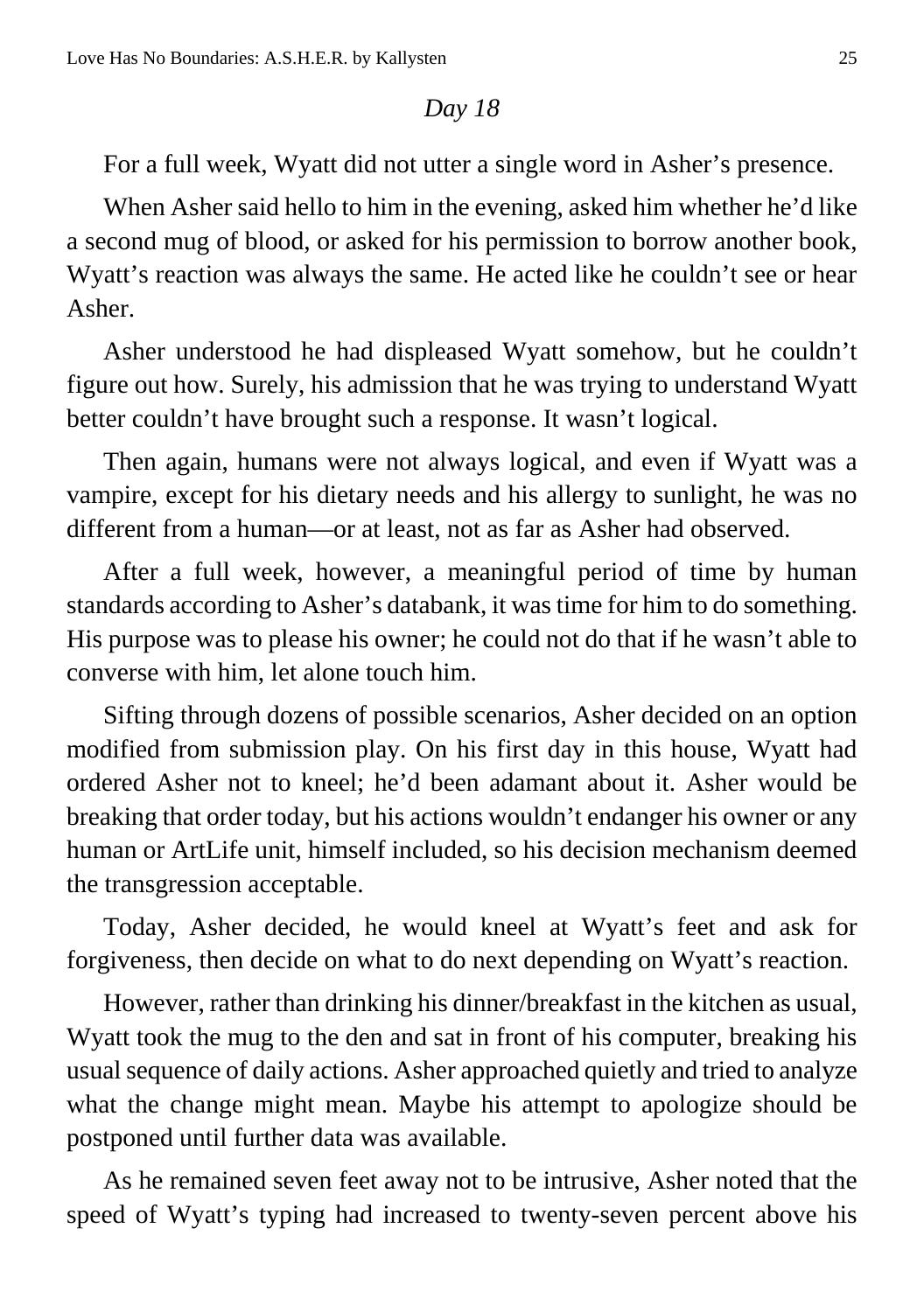*Day 18*

For a full week, Wyatt did not utter a single word in Asher's presence.

When Asher said hello to him in the evening, asked him whether he'd like a second mug of blood, or asked for his permission to borrow another book, Wyatt's reaction was always the same. He acted like he couldn't see or hear Asher.

Asher understood he had displeased Wyatt somehow, but he couldn't figure out how. Surely, his admission that he was trying to understand Wyatt better couldn't have brought such a response. It wasn't logical.

Then again, humans were not always logical, and even if Wyatt was a vampire, except for his dietary needs and his allergy to sunlight, he was no different from a human—or at least, not as far as Asher had observed.

After a full week, however, a meaningful period of time by human standards according to Asher's databank, it was time for him to do something. His purpose was to please his owner; he could not do that if he wasn't able to converse with him, let alone touch him.

Sifting through dozens of possible scenarios, Asher decided on an option modified from submission play. On his first day in this house, Wyatt had ordered Asher not to kneel; he'd been adamant about it. Asher would be breaking that order today, but his actions wouldn't endanger his owner or any human or ArtLife unit, himself included, so his decision mechanism deemed the transgression acceptable.

Today, Asher decided, he would kneel at Wyatt's feet and ask for forgiveness, then decide on what to do next depending on Wyatt's reaction.

However, rather than drinking his dinner/breakfast in the kitchen as usual, Wyatt took the mug to the den and sat in front of his computer, breaking his usual sequence of daily actions. Asher approached quietly and tried to analyze what the change might mean. Maybe his attempt to apologize should be postponed until further data was available.

As he remained seven feet away not to be intrusive, Asher noted that the speed of Wyatt's typing had increased to twenty-seven percent above his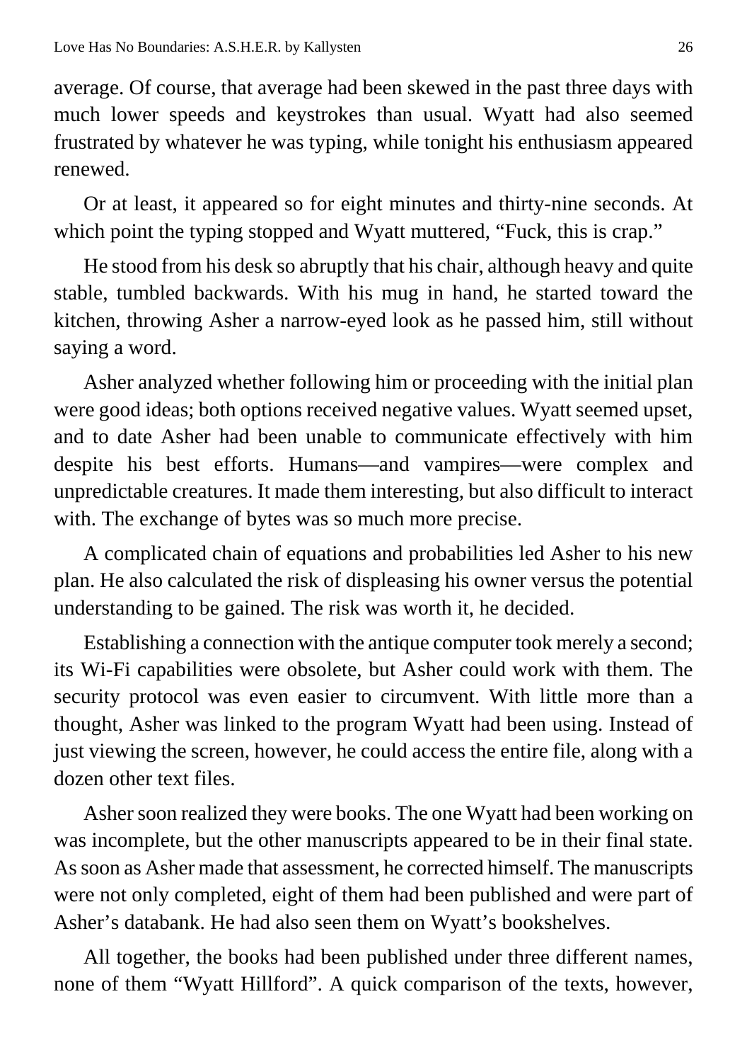average. Of course, that average had been skewed in the past three days with much lower speeds and keystrokes than usual. Wyatt had also seemed frustrated by whatever he was typing, while tonight his enthusiasm appeared renewed.

Or at least, it appeared so for eight minutes and thirty-nine seconds. At which point the typing stopped and Wyatt muttered, "Fuck, this is crap."

He stood from his desk so abruptly that his chair, although heavy and quite stable, tumbled backwards. With his mug in hand, he started toward the kitchen, throwing Asher a narrow-eyed look as he passed him, still without saying a word.

Asher analyzed whether following him or proceeding with the initial plan were good ideas; both options received negative values. Wyatt seemed upset, and to date Asher had been unable to communicate effectively with him despite his best efforts. Humans—and vampires—were complex and unpredictable creatures. It made them interesting, but also difficult to interact with. The exchange of bytes was so much more precise.

A complicated chain of equations and probabilities led Asher to his new plan. He also calculated the risk of displeasing his owner versus the potential understanding to be gained. The risk was worth it, he decided.

Establishing a connection with the antique computer took merely a second; its Wi-Fi capabilities were obsolete, but Asher could work with them. The security protocol was even easier to circumvent. With little more than a thought, Asher was linked to the program Wyatt had been using. Instead of just viewing the screen, however, he could access the entire file, along with a dozen other text files.

Asher soon realized they were books. The one Wyatt had been working on was incomplete, but the other manuscripts appeared to be in their final state. As soon as Asher made that assessment, he corrected himself. The manuscripts were not only completed, eight of them had been published and were part of Asher's databank. He had also seen them on Wyatt's bookshelves.

All together, the books had been published under three different names, none of them "Wyatt Hillford". A quick comparison of the texts, however,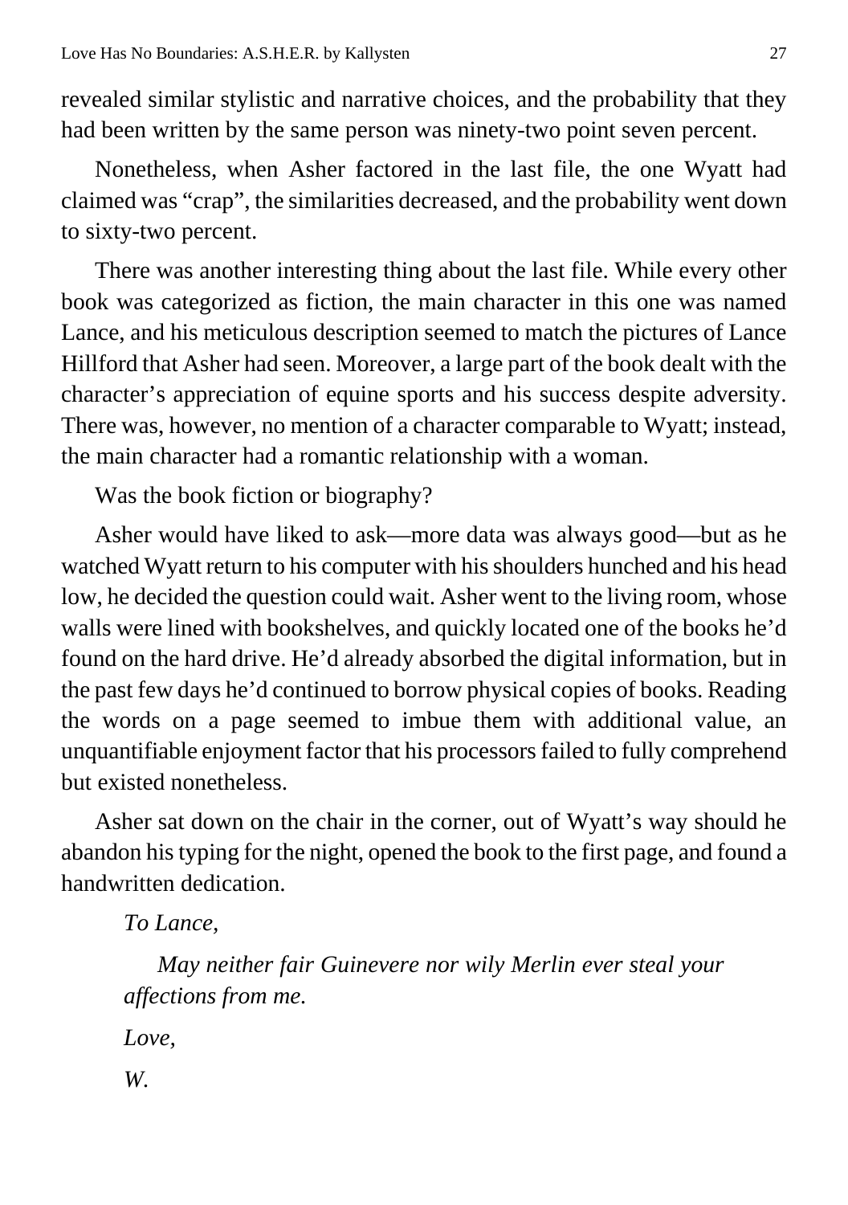revealed similar stylistic and narrative choices, and the probability that they had been written by the same person was ninety-two point seven percent.

Nonetheless, when Asher factored in the last file, the one Wyatt had claimed was "crap", the similarities decreased, and the probability went down to sixty-two percent.

There was another interesting thing about the last file. While every other book was categorized as fiction, the main character in this one was named Lance, and his meticulous description seemed to match the pictures of Lance Hillford that Asher had seen. Moreover, a large part of the book dealt with the character's appreciation of equine sports and his success despite adversity. There was, however, no mention of a character comparable to Wyatt; instead, the main character had a romantic relationship with a woman.

Was the book fiction or biography?

Asher would have liked to ask—more data was always good—but as he watched Wyatt return to his computer with his shoulders hunched and his head low, he decided the question could wait. Asher went to the living room, whose walls were lined with bookshelves, and quickly located one of the books he'd found on the hard drive. He'd already absorbed the digital information, but in the past few days he'd continued to borrow physical copies of books. Reading the words on a page seemed to imbue them with additional value, an unquantifiable enjoyment factor that his processors failed to fully comprehend but existed nonetheless.

Asher sat down on the chair in the corner, out of Wyatt's way should he abandon his typing for the night, opened the book to the first page, and found a handwritten dedication.

> *To Lance,*
>
> *May neither fair Guinevere nor wily Merlin ever steal your affections from me.*
>
> *Love,*
>
> *W.*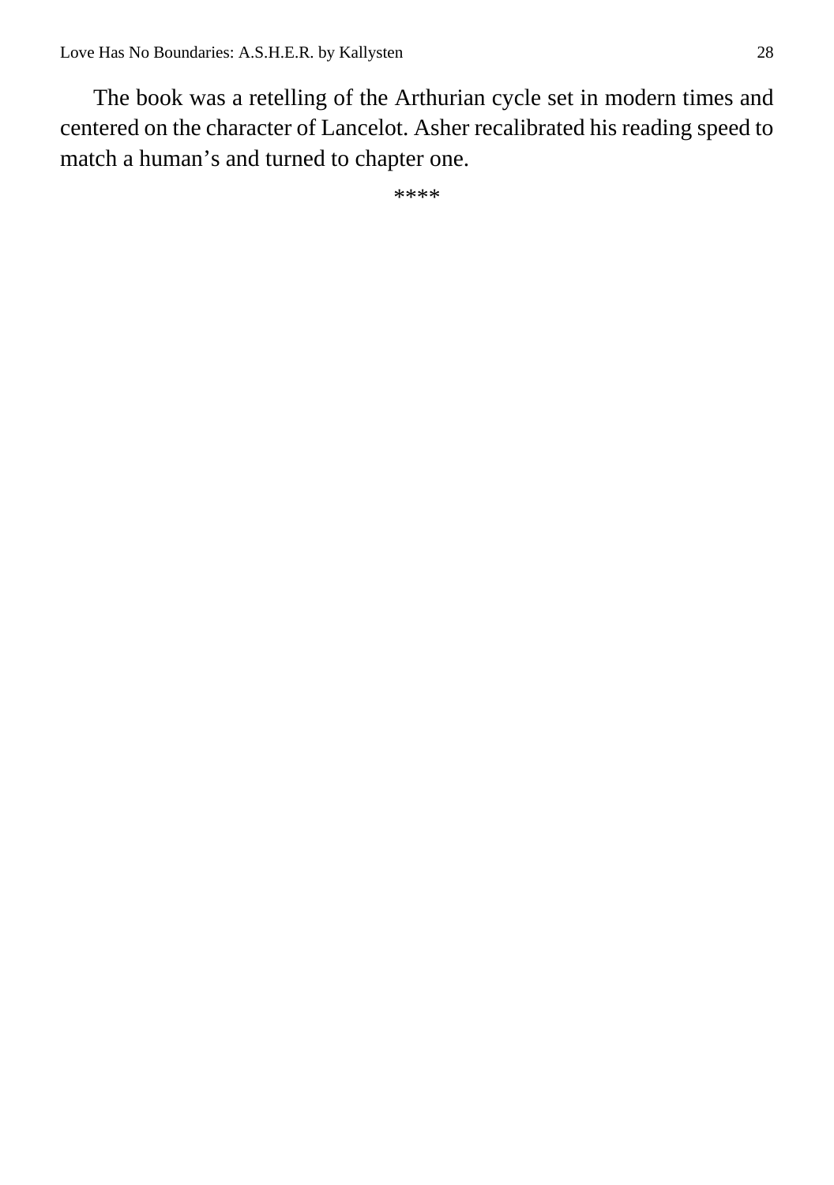The book was a retelling of the Arthurian cycle set in modern times and centered on the character of Lancelot. Asher recalibrated his reading speed to match a human's and turned to chapter one.

****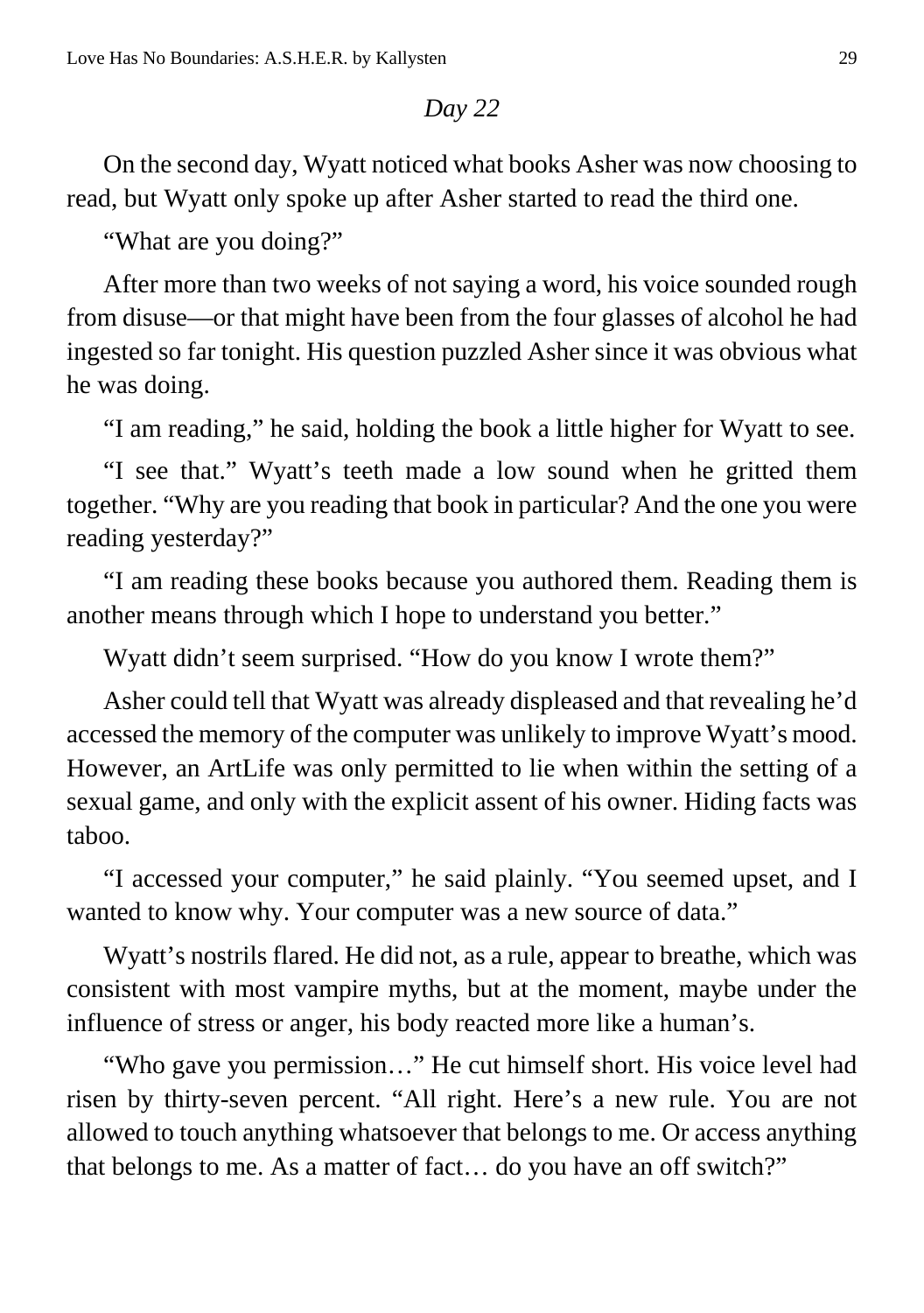*Day 22*

On the second day, Wyatt noticed what books Asher was now choosing to read, but Wyatt only spoke up after Asher started to read the third one.

"What are you doing?"

After more than two weeks of not saying a word, his voice sounded rough from disuse—or that might have been from the four glasses of alcohol he had ingested so far tonight. His question puzzled Asher since it was obvious what he was doing.

"I am reading," he said, holding the book a little higher for Wyatt to see.

"I see that." Wyatt's teeth made a low sound when he gritted them together. "Why are you reading that book in particular? And the one you were reading yesterday?"

"I am reading these books because you authored them. Reading them is another means through which I hope to understand you better."

Wyatt didn't seem surprised. "How do you know I wrote them?"

Asher could tell that Wyatt was already displeased and that revealing he'd accessed the memory of the computer was unlikely to improve Wyatt's mood. However, an ArtLife was only permitted to lie when within the setting of a sexual game, and only with the explicit assent of his owner. Hiding facts was taboo.

"I accessed your computer," he said plainly. "You seemed upset, and I wanted to know why. Your computer was a new source of data."

Wyatt's nostrils flared. He did not, as a rule, appear to breathe, which was consistent with most vampire myths, but at the moment, maybe under the influence of stress or anger, his body reacted more like a human's.

"Who gave you permission…" He cut himself short. His voice level had risen by thirty-seven percent. "All right. Here's a new rule. You are not allowed to touch anything whatsoever that belongs to me. Or access anything that belongs to me. As a matter of fact… do you have an off switch?"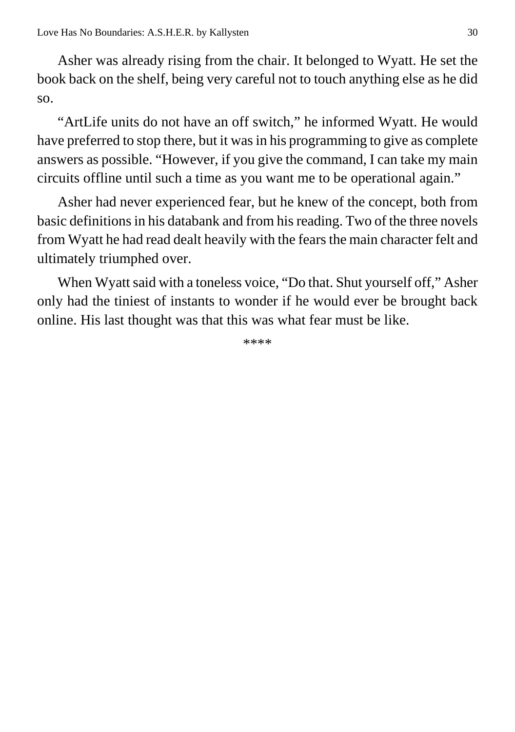Asher was already rising from the chair. It belonged to Wyatt. He set the book back on the shelf, being very careful not to touch anything else as he did so.

"ArtLife units do not have an off switch," he informed Wyatt. He would have preferred to stop there, but it was in his programming to give as complete answers as possible. "However, if you give the command, I can take my main circuits offline until such a time as you want me to be operational again."

Asher had never experienced fear, but he knew of the concept, both from basic definitions in his databank and from his reading. Two of the three novels from Wyatt he had read dealt heavily with the fears the main character felt and ultimately triumphed over.

When Wyatt said with a toneless voice, "Do that. Shut yourself off," Asher only had the tiniest of instants to wonder if he would ever be brought back online. His last thought was that this was what fear must be like.

****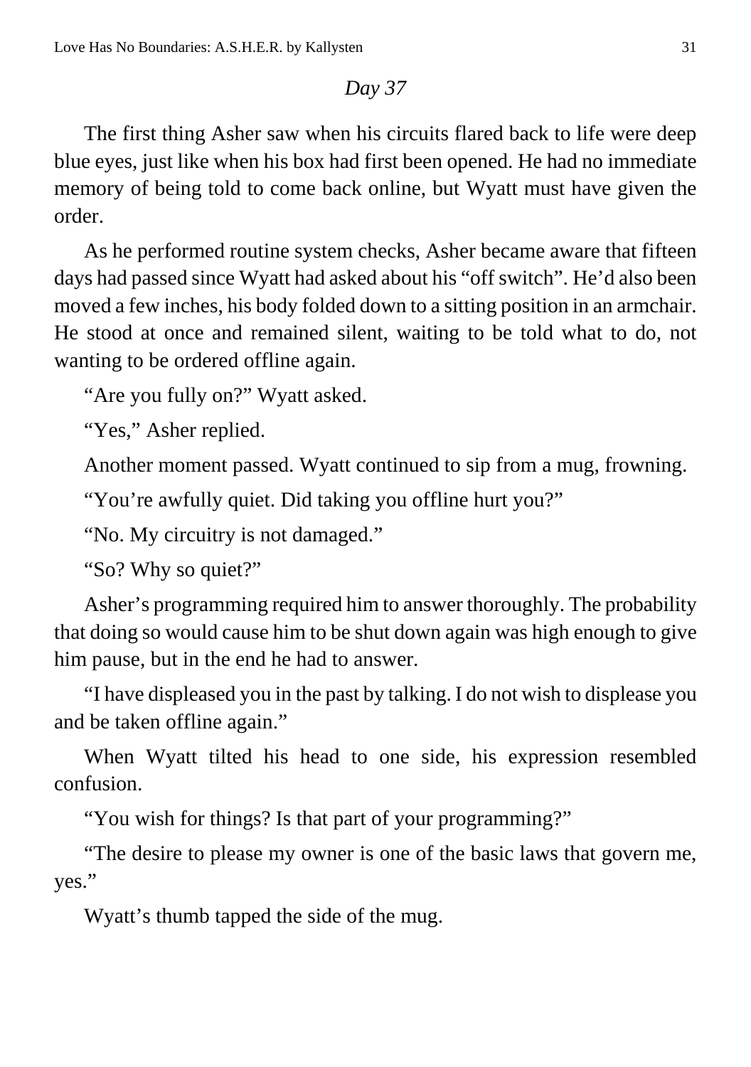*Day 37*

The first thing Asher saw when his circuits flared back to life were deep blue eyes, just like when his box had first been opened. He had no immediate memory of being told to come back online, but Wyatt must have given the order.

As he performed routine system checks, Asher became aware that fifteen days had passed since Wyatt had asked about his "off switch". He'd also been moved a few inches, his body folded down to a sitting position in an armchair. He stood at once and remained silent, waiting to be told what to do, not wanting to be ordered offline again.

"Are you fully on?" Wyatt asked.

"Yes," Asher replied.

Another moment passed. Wyatt continued to sip from a mug, frowning.

"You're awfully quiet. Did taking you offline hurt you?"

"No. My circuitry is not damaged."

"So? Why so quiet?"

Asher's programming required him to answer thoroughly. The probability that doing so would cause him to be shut down again was high enough to give him pause, but in the end he had to answer.

"I have displeased you in the past by talking. I do not wish to displease you and be taken offline again."

When Wyatt tilted his head to one side, his expression resembled confusion.

"You wish for things? Is that part of your programming?"

"The desire to please my owner is one of the basic laws that govern me, yes."

Wyatt's thumb tapped the side of the mug.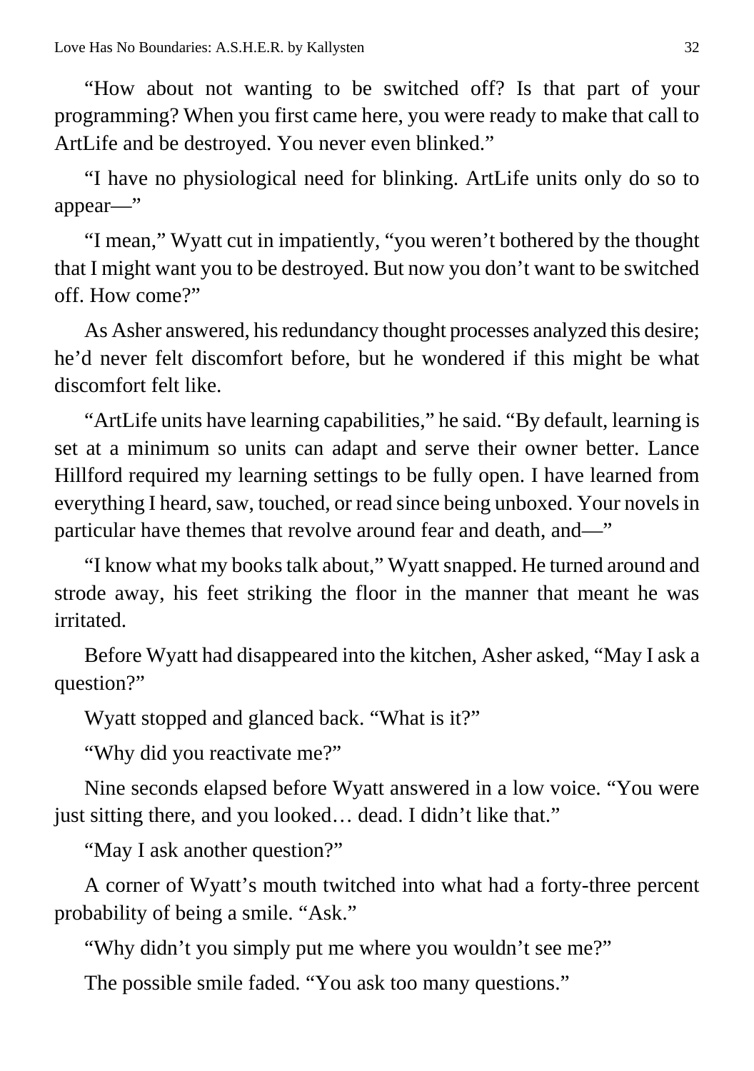"How about not wanting to be switched off? Is that part of your programming? When you first came here, you were ready to make that call to ArtLife and be destroyed. You never even blinked."

"I have no physiological need for blinking. ArtLife units only do so to appear—"

"I mean," Wyatt cut in impatiently, "you weren't bothered by the thought that I might want you to be destroyed. But now you don't want to be switched off. How come?"

As Asher answered, his redundancy thought processes analyzed this desire; he'd never felt discomfort before, but he wondered if this might be what discomfort felt like.

"ArtLife units have learning capabilities," he said. "By default, learning is set at a minimum so units can adapt and serve their owner better. Lance Hillford required my learning settings to be fully open. I have learned from everything I heard, saw, touched, or read since being unboxed. Your novels in particular have themes that revolve around fear and death, and—"

"I know what my books talk about," Wyatt snapped. He turned around and strode away, his feet striking the floor in the manner that meant he was irritated.

Before Wyatt had disappeared into the kitchen, Asher asked, "May I ask a question?"

Wyatt stopped and glanced back. "What is it?"

"Why did you reactivate me?"

Nine seconds elapsed before Wyatt answered in a low voice. "You were just sitting there, and you looked… dead. I didn't like that."

"May I ask another question?"

A corner of Wyatt's mouth twitched into what had a forty-three percent probability of being a smile. "Ask."

"Why didn't you simply put me where you wouldn't see me?"

The possible smile faded. "You ask too many questions."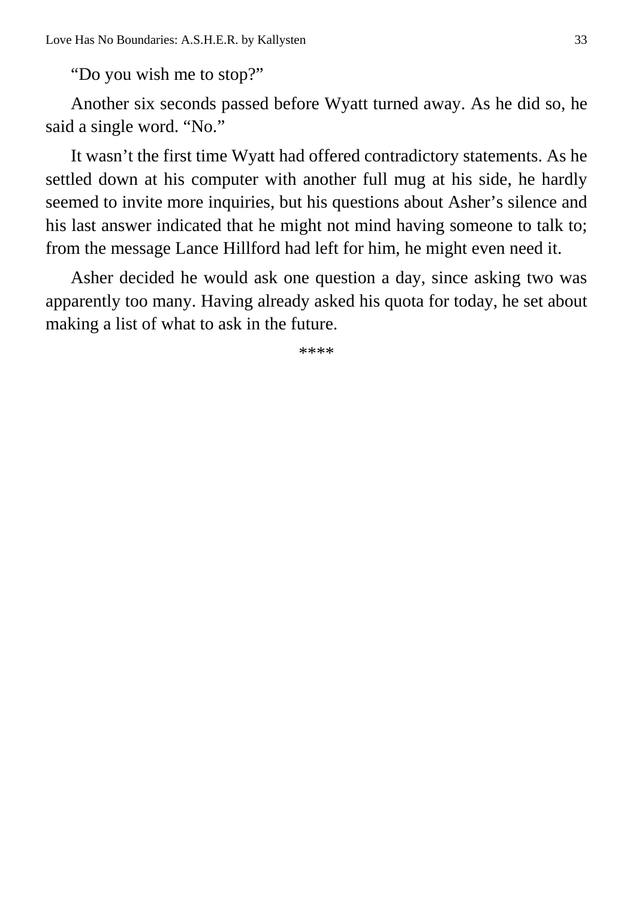“Do you wish me to stop?”

Another six seconds passed before Wyatt turned away. As he did so, he said a single word. “No.”

It wasn’t the first time Wyatt had offered contradictory statements. As he settled down at his computer with another full mug at his side, he hardly seemed to invite more inquiries, but his questions about Asher’s silence and his last answer indicated that he might not mind having someone to talk to; from the message Lance Hillford had left for him, he might even need it.

Asher decided he would ask one question a day, since asking two was apparently too many. Having already asked his quota for today, he set about making a list of what to ask in the future.

****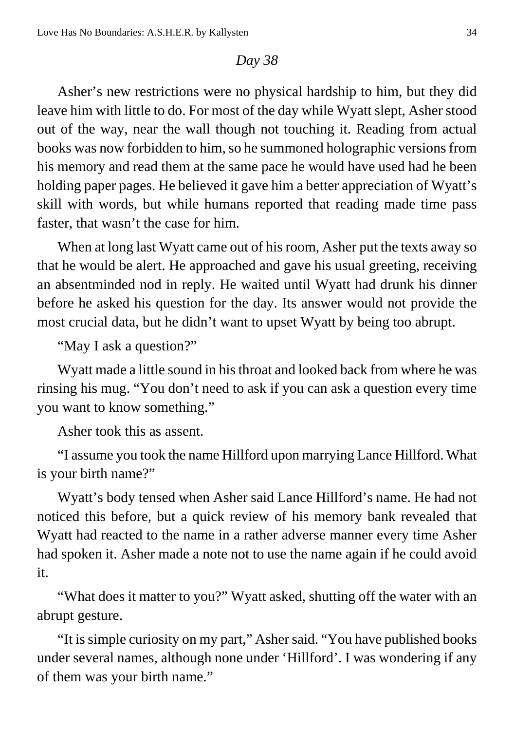*Day 38*

Asher's new restrictions were no physical hardship to him, but they did leave him with little to do. For most of the day while Wyatt slept, Asher stood out of the way, near the wall though not touching it. Reading from actual books was now forbidden to him, so he summoned holographic versions from his memory and read them at the same pace he would have used had he been holding paper pages. He believed it gave him a better appreciation of Wyatt's skill with words, but while humans reported that reading made time pass faster, that wasn't the case for him.

When at long last Wyatt came out of his room, Asher put the texts away so that he would be alert. He approached and gave his usual greeting, receiving an absentminded nod in reply. He waited until Wyatt had drunk his dinner before he asked his question for the day. Its answer would not provide the most crucial data, but he didn't want to upset Wyatt by being too abrupt.

"May I ask a question?"

Wyatt made a little sound in his throat and looked back from where he was rinsing his mug. "You don't need to ask if you can ask a question every time you want to know something."

Asher took this as assent.

"I assume you took the name Hillford upon marrying Lance Hillford. What is your birth name?"

Wyatt's body tensed when Asher said Lance Hillford's name. He had not noticed this before, but a quick review of his memory bank revealed that Wyatt had reacted to the name in a rather adverse manner every time Asher had spoken it. Asher made a note not to use the name again if he could avoid it.

"What does it matter to you?" Wyatt asked, shutting off the water with an abrupt gesture.

"It is simple curiosity on my part," Asher said. "You have published books under several names, although none under 'Hillford'. I was wondering if any of them was your birth name."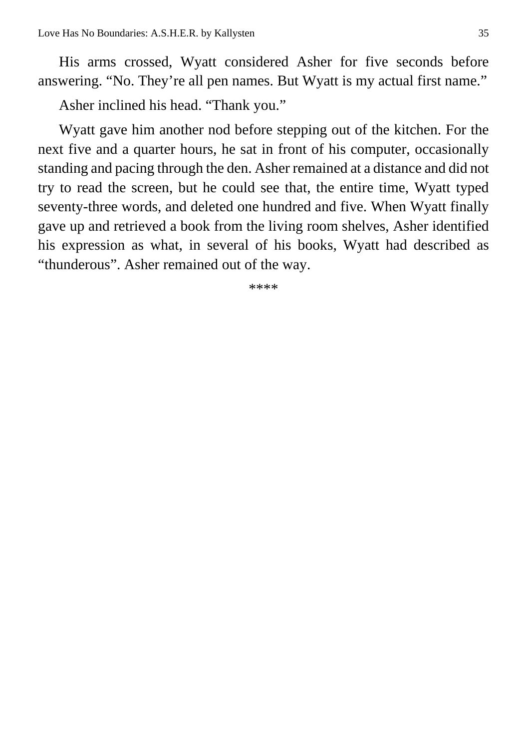His arms crossed, Wyatt considered Asher for five seconds before answering. “No. They’re all pen names. But Wyatt is my actual first name.”

Asher inclined his head. “Thank you.”

Wyatt gave him another nod before stepping out of the kitchen. For the next five and a quarter hours, he sat in front of his computer, occasionally standing and pacing through the den. Asher remained at a distance and did not try to read the screen, but he could see that, the entire time, Wyatt typed seventy-three words, and deleted one hundred and five. When Wyatt finally gave up and retrieved a book from the living room shelves, Asher identified his expression as what, in several of his books, Wyatt had described as “thunderous”. Asher remained out of the way.

****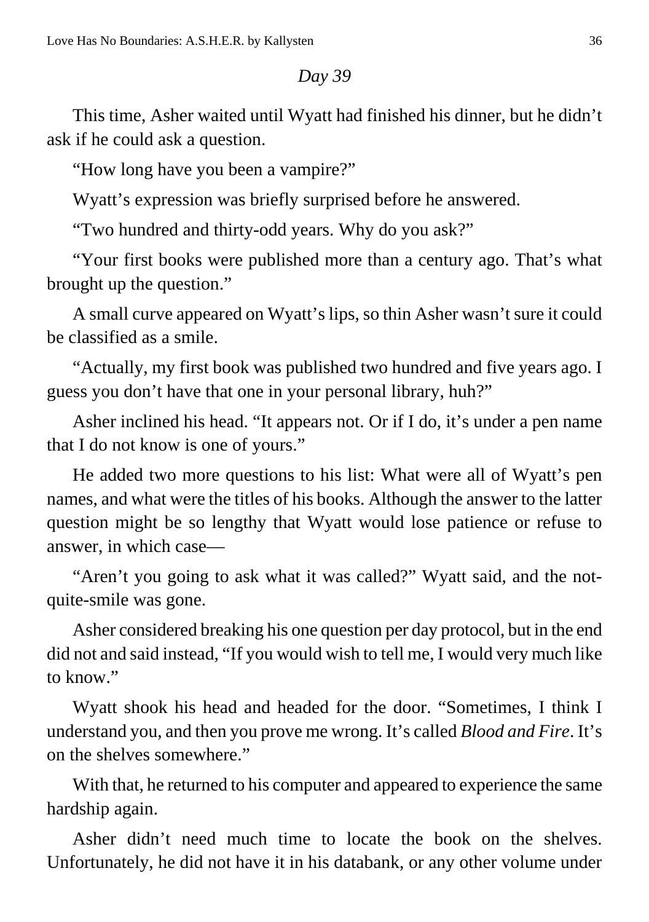*Day 39*

This time, Asher waited until Wyatt had finished his dinner, but he didn't ask if he could ask a question.

"How long have you been a vampire?"

Wyatt's expression was briefly surprised before he answered.

"Two hundred and thirty-odd years. Why do you ask?"

"Your first books were published more than a century ago. That's what brought up the question."

A small curve appeared on Wyatt's lips, so thin Asher wasn't sure it could be classified as a smile.

"Actually, my first book was published two hundred and five years ago. I guess you don't have that one in your personal library, huh?"

Asher inclined his head. "It appears not. Or if I do, it's under a pen name that I do not know is one of yours."

He added two more questions to his list: What were all of Wyatt's pen names, and what were the titles of his books. Although the answer to the latter question might be so lengthy that Wyatt would lose patience or refuse to answer, in which case—

"Aren't you going to ask what it was called?" Wyatt said, and the not-quite-smile was gone.

Asher considered breaking his one question per day protocol, but in the end did not and said instead, "If you would wish to tell me, I would very much like to know."

Wyatt shook his head and headed for the door. "Sometimes, I think I understand you, and then you prove me wrong. It's called *Blood and Fire*. It's on the shelves somewhere."

With that, he returned to his computer and appeared to experience the same hardship again.

Asher didn't need much time to locate the book on the shelves. Unfortunately, he did not have it in his databank, or any other volume under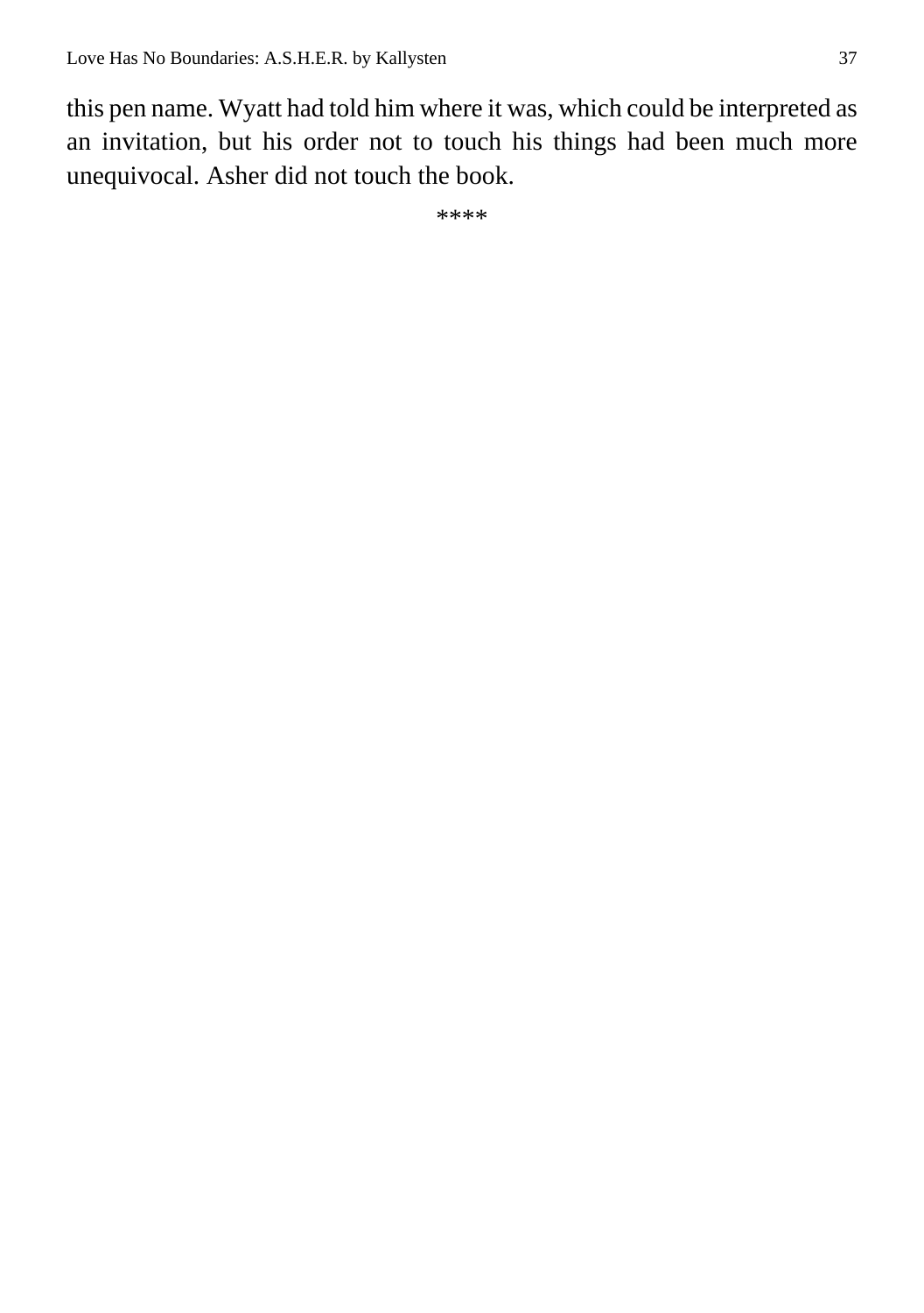this pen name. Wyatt had told him where it was, which could be interpreted as an invitation, but his order not to touch his things had been much more unequivocal. Asher did not touch the book.

****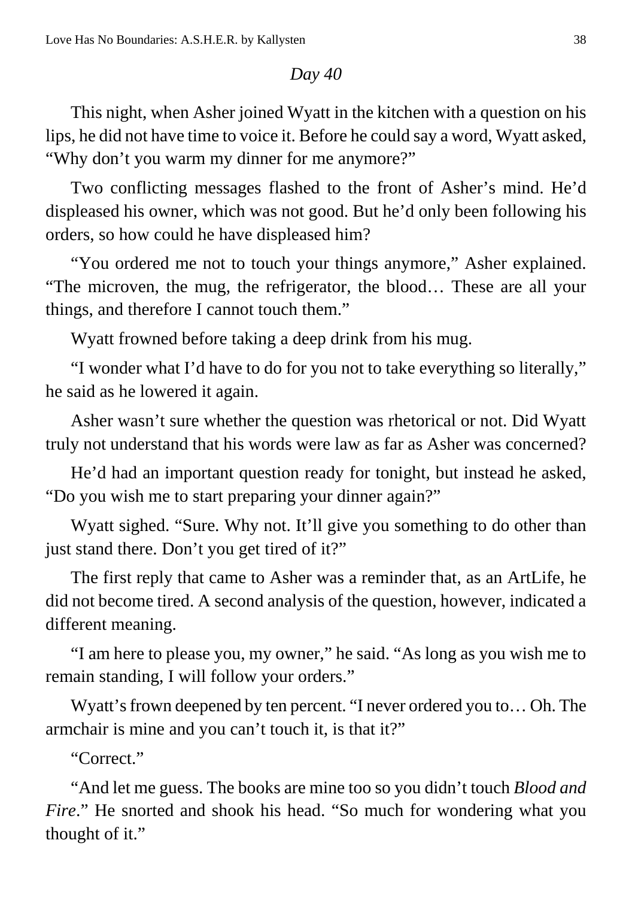*Day 40*

This night, when Asher joined Wyatt in the kitchen with a question on his lips, he did not have time to voice it. Before he could say a word, Wyatt asked, "Why don't you warm my dinner for me anymore?"

Two conflicting messages flashed to the front of Asher's mind. He'd displeased his owner, which was not good. But he'd only been following his orders, so how could he have displeased him?

"You ordered me not to touch your things anymore," Asher explained. "The microven, the mug, the refrigerator, the blood… These are all your things, and therefore I cannot touch them."

Wyatt frowned before taking a deep drink from his mug.

"I wonder what I'd have to do for you not to take everything so literally," he said as he lowered it again.

Asher wasn't sure whether the question was rhetorical or not. Did Wyatt truly not understand that his words were law as far as Asher was concerned?

He'd had an important question ready for tonight, but instead he asked, "Do you wish me to start preparing your dinner again?"

Wyatt sighed. "Sure. Why not. It'll give you something to do other than just stand there. Don't you get tired of it?"

The first reply that came to Asher was a reminder that, as an ArtLife, he did not become tired. A second analysis of the question, however, indicated a different meaning.

"I am here to please you, my owner," he said. "As long as you wish me to remain standing, I will follow your orders."

Wyatt's frown deepened by ten percent. "I never ordered you to… Oh. The armchair is mine and you can't touch it, is that it?"

"Correct."

"And let me guess. The books are mine too so you didn't touch *Blood and Fire*." He snorted and shook his head. "So much for wondering what you thought of it."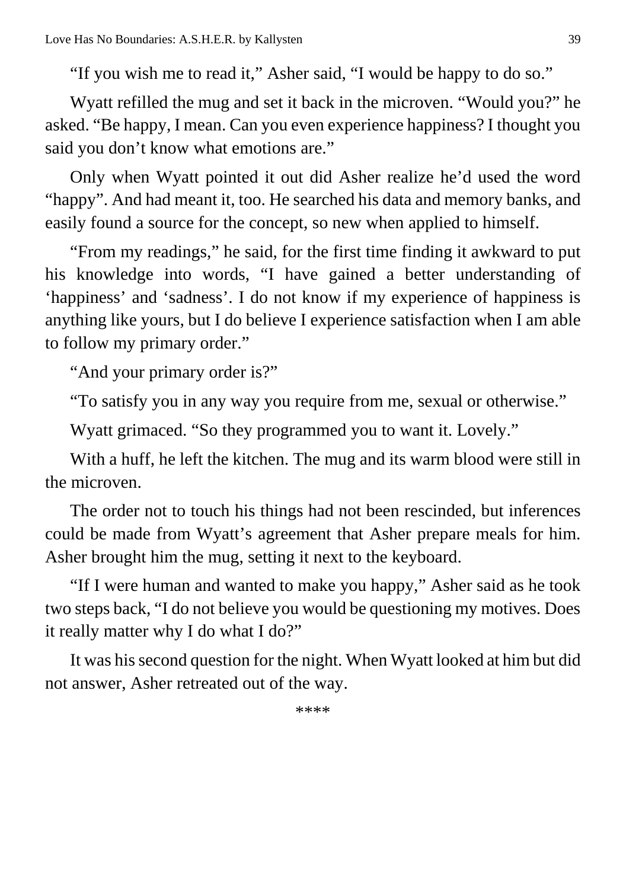"If you wish me to read it," Asher said, "I would be happy to do so."

Wyatt refilled the mug and set it back in the microven. "Would you?" he asked. "Be happy, I mean. Can you even experience happiness? I thought you said you don't know what emotions are."

Only when Wyatt pointed it out did Asher realize he'd used the word "happy". And had meant it, too. He searched his data and memory banks, and easily found a source for the concept, so new when applied to himself.

"From my readings," he said, for the first time finding it awkward to put his knowledge into words, "I have gained a better understanding of 'happiness' and 'sadness'. I do not know if my experience of happiness is anything like yours, but I do believe I experience satisfaction when I am able to follow my primary order."

"And your primary order is?"

"To satisfy you in any way you require from me, sexual or otherwise."

Wyatt grimaced. "So they programmed you to want it. Lovely."

With a huff, he left the kitchen. The mug and its warm blood were still in the microven.

The order not to touch his things had not been rescinded, but inferences could be made from Wyatt's agreement that Asher prepare meals for him. Asher brought him the mug, setting it next to the keyboard.

"If I were human and wanted to make you happy," Asher said as he took two steps back, "I do not believe you would be questioning my motives. Does it really matter why I do what I do?"

It was his second question for the night. When Wyatt looked at him but did not answer, Asher retreated out of the way.

****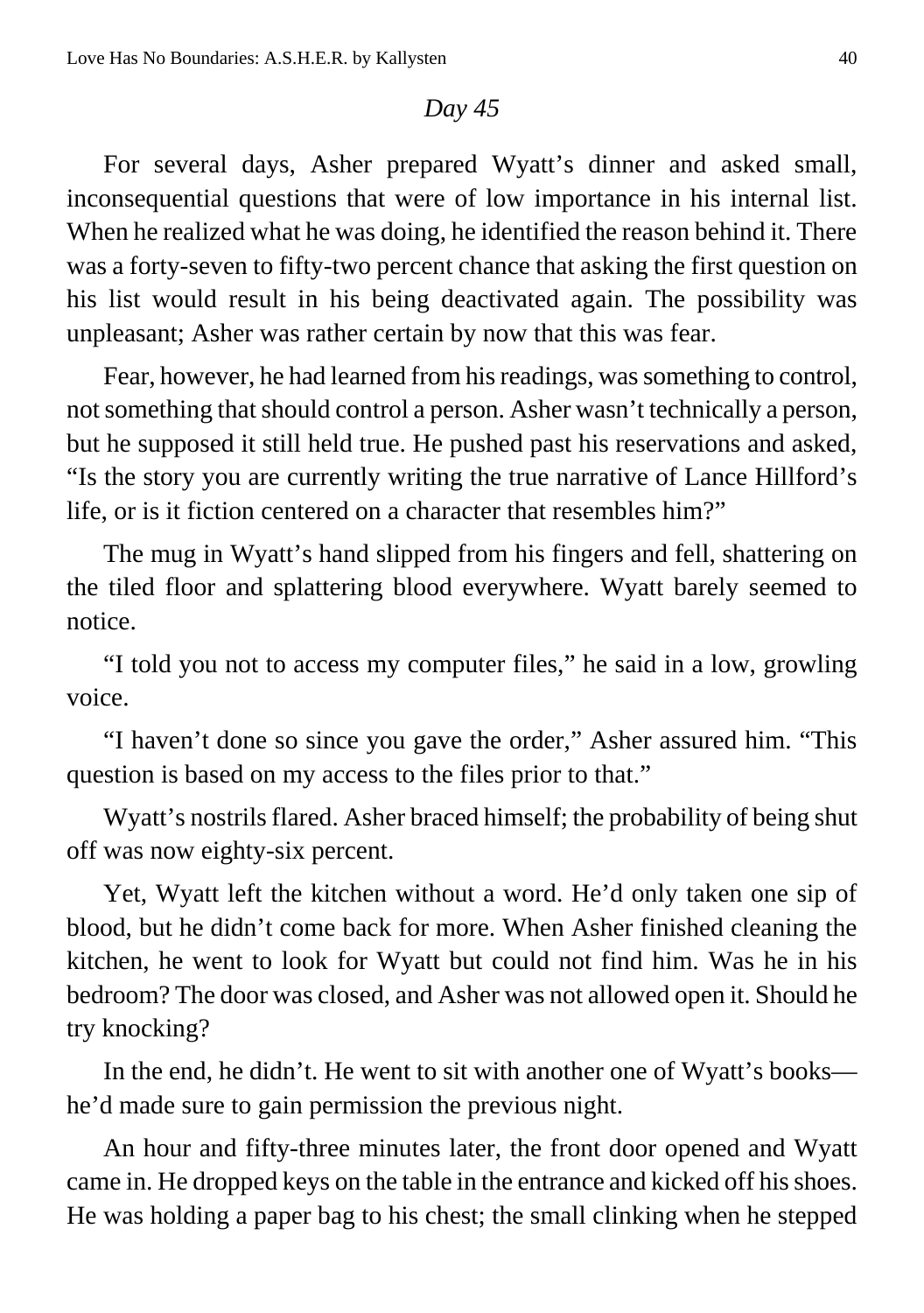*Day 45*

For several days, Asher prepared Wyatt's dinner and asked small, inconsequential questions that were of low importance in his internal list. When he realized what he was doing, he identified the reason behind it. There was a forty-seven to fifty-two percent chance that asking the first question on his list would result in his being deactivated again. The possibility was unpleasant; Asher was rather certain by now that this was fear.

Fear, however, he had learned from his readings, was something to control, not something that should control a person. Asher wasn't technically a person, but he supposed it still held true. He pushed past his reservations and asked, "Is the story you are currently writing the true narrative of Lance Hillford's life, or is it fiction centered on a character that resembles him?"

The mug in Wyatt's hand slipped from his fingers and fell, shattering on the tiled floor and splattering blood everywhere. Wyatt barely seemed to notice.

"I told you not to access my computer files," he said in a low, growling voice.

"I haven't done so since you gave the order," Asher assured him. "This question is based on my access to the files prior to that."

Wyatt's nostrils flared. Asher braced himself; the probability of being shut off was now eighty-six percent.

Yet, Wyatt left the kitchen without a word. He'd only taken one sip of blood, but he didn't come back for more. When Asher finished cleaning the kitchen, he went to look for Wyatt but could not find him. Was he in his bedroom? The door was closed, and Asher was not allowed open it. Should he try knocking?

In the end, he didn't. He went to sit with another one of Wyatt's books—he'd made sure to gain permission the previous night.

An hour and fifty-three minutes later, the front door opened and Wyatt came in. He dropped keys on the table in the entrance and kicked off his shoes. He was holding a paper bag to his chest; the small clinking when he stepped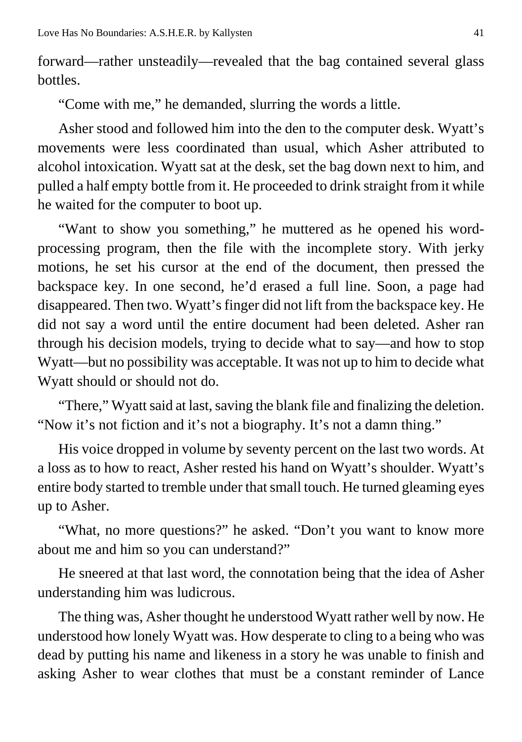forward—rather unsteadily—revealed that the bag contained several glass bottles.

"Come with me," he demanded, slurring the words a little.

Asher stood and followed him into the den to the computer desk. Wyatt's movements were less coordinated than usual, which Asher attributed to alcohol intoxication. Wyatt sat at the desk, set the bag down next to him, and pulled a half empty bottle from it. He proceeded to drink straight from it while he waited for the computer to boot up.

"Want to show you something," he muttered as he opened his word-processing program, then the file with the incomplete story. With jerky motions, he set his cursor at the end of the document, then pressed the backspace key. In one second, he'd erased a full line. Soon, a page had disappeared. Then two. Wyatt's finger did not lift from the backspace key. He did not say a word until the entire document had been deleted. Asher ran through his decision models, trying to decide what to say—and how to stop Wyatt—but no possibility was acceptable. It was not up to him to decide what Wyatt should or should not do.

"There," Wyatt said at last, saving the blank file and finalizing the deletion. "Now it's not fiction and it's not a biography. It's not a damn thing."

His voice dropped in volume by seventy percent on the last two words. At a loss as to how to react, Asher rested his hand on Wyatt's shoulder. Wyatt's entire body started to tremble under that small touch. He turned gleaming eyes up to Asher.

"What, no more questions?" he asked. "Don't you want to know more about me and him so you can understand?"

He sneered at that last word, the connotation being that the idea of Asher understanding him was ludicrous.

The thing was, Asher thought he understood Wyatt rather well by now. He understood how lonely Wyatt was. How desperate to cling to a being who was dead by putting his name and likeness in a story he was unable to finish and asking Asher to wear clothes that must be a constant reminder of Lance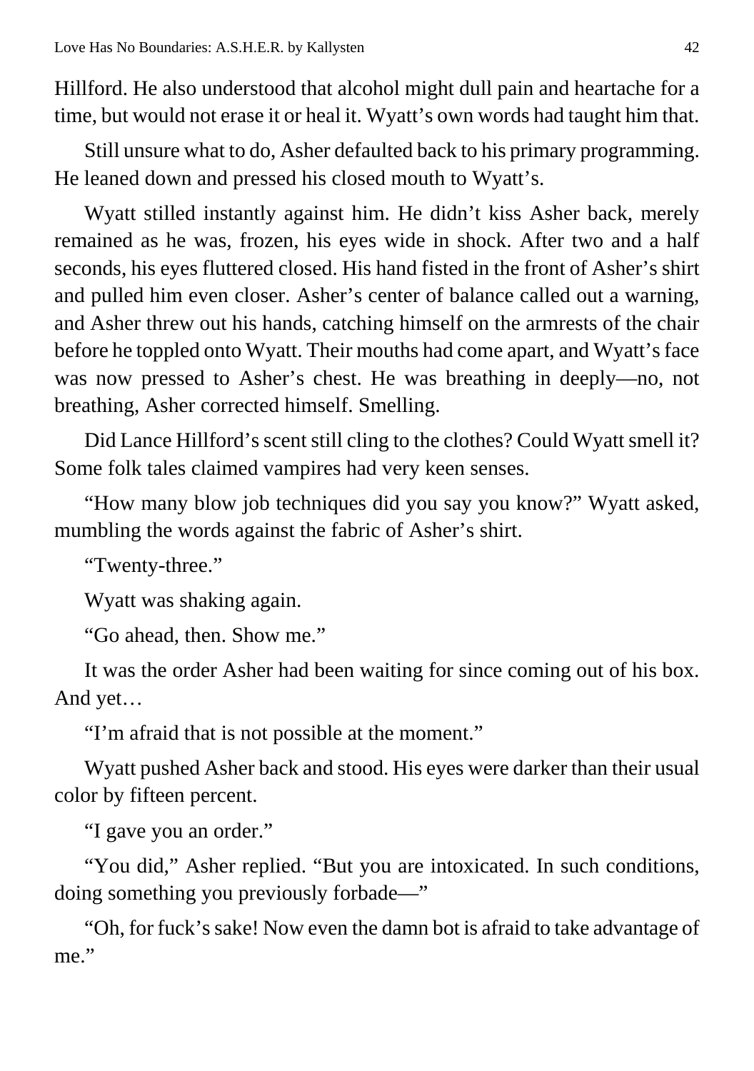Hillford. He also understood that alcohol might dull pain and heartache for a time, but would not erase it or heal it. Wyatt's own words had taught him that.

Still unsure what to do, Asher defaulted back to his primary programming. He leaned down and pressed his closed mouth to Wyatt's.

Wyatt stilled instantly against him. He didn't kiss Asher back, merely remained as he was, frozen, his eyes wide in shock. After two and a half seconds, his eyes fluttered closed. His hand fisted in the front of Asher's shirt and pulled him even closer. Asher's center of balance called out a warning, and Asher threw out his hands, catching himself on the armrests of the chair before he toppled onto Wyatt. Their mouths had come apart, and Wyatt's face was now pressed to Asher's chest. He was breathing in deeply—no, not breathing, Asher corrected himself. Smelling.

Did Lance Hillford's scent still cling to the clothes? Could Wyatt smell it? Some folk tales claimed vampires had very keen senses.

"How many blow job techniques did you say you know?" Wyatt asked, mumbling the words against the fabric of Asher's shirt.

"Twenty-three."

Wyatt was shaking again.

"Go ahead, then. Show me."

It was the order Asher had been waiting for since coming out of his box. And yet…

"I'm afraid that is not possible at the moment."

Wyatt pushed Asher back and stood. His eyes were darker than their usual color by fifteen percent.

"I gave you an order."

"You did," Asher replied. "But you are intoxicated. In such conditions, doing something you previously forbade—"

"Oh, for fuck's sake! Now even the damn bot is afraid to take advantage of me."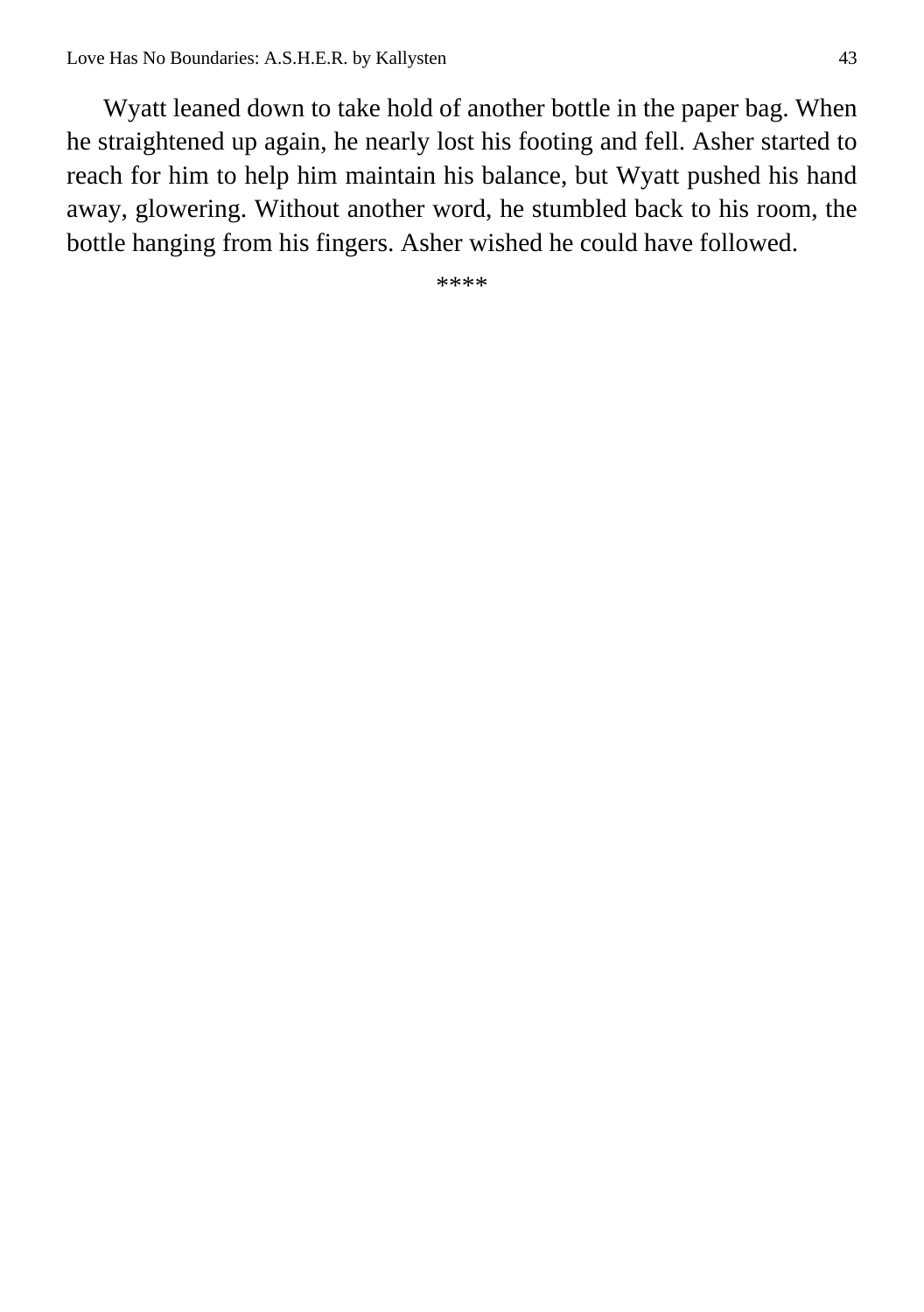Wyatt leaned down to take hold of another bottle in the paper bag. When he straightened up again, he nearly lost his footing and fell. Asher started to reach for him to help him maintain his balance, but Wyatt pushed his hand away, glowering. Without another word, he stumbled back to his room, the bottle hanging from his fingers. Asher wished he could have followed.

****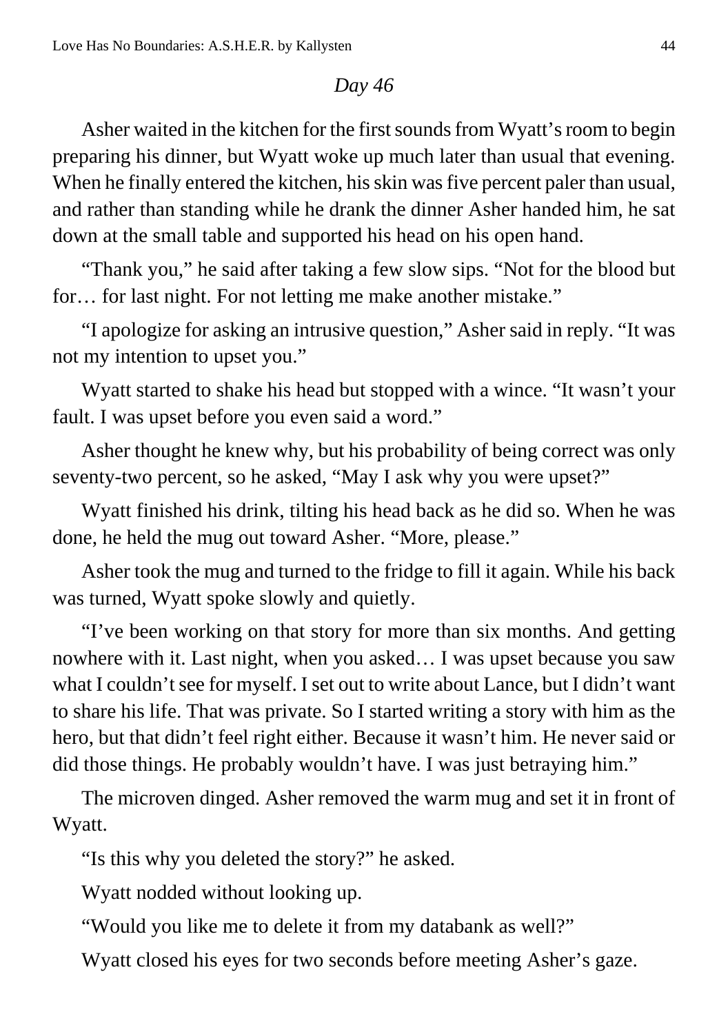*Day 46*

Asher waited in the kitchen for the first sounds from Wyatt's room to begin preparing his dinner, but Wyatt woke up much later than usual that evening. When he finally entered the kitchen, his skin was five percent paler than usual, and rather than standing while he drank the dinner Asher handed him, he sat down at the small table and supported his head on his open hand.

"Thank you," he said after taking a few slow sips. "Not for the blood but for… for last night. For not letting me make another mistake."

"I apologize for asking an intrusive question," Asher said in reply. "It was not my intention to upset you."

Wyatt started to shake his head but stopped with a wince. "It wasn't your fault. I was upset before you even said a word."

Asher thought he knew why, but his probability of being correct was only seventy-two percent, so he asked, "May I ask why you were upset?"

Wyatt finished his drink, tilting his head back as he did so. When he was done, he held the mug out toward Asher. "More, please."

Asher took the mug and turned to the fridge to fill it again. While his back was turned, Wyatt spoke slowly and quietly.

"I've been working on that story for more than six months. And getting nowhere with it. Last night, when you asked… I was upset because you saw what I couldn't see for myself. I set out to write about Lance, but I didn't want to share his life. That was private. So I started writing a story with him as the hero, but that didn't feel right either. Because it wasn't him. He never said or did those things. He probably wouldn't have. I was just betraying him."

The microven dinged. Asher removed the warm mug and set it in front of Wyatt.

"Is this why you deleted the story?" he asked.

Wyatt nodded without looking up.

"Would you like me to delete it from my databank as well?"

Wyatt closed his eyes for two seconds before meeting Asher's gaze.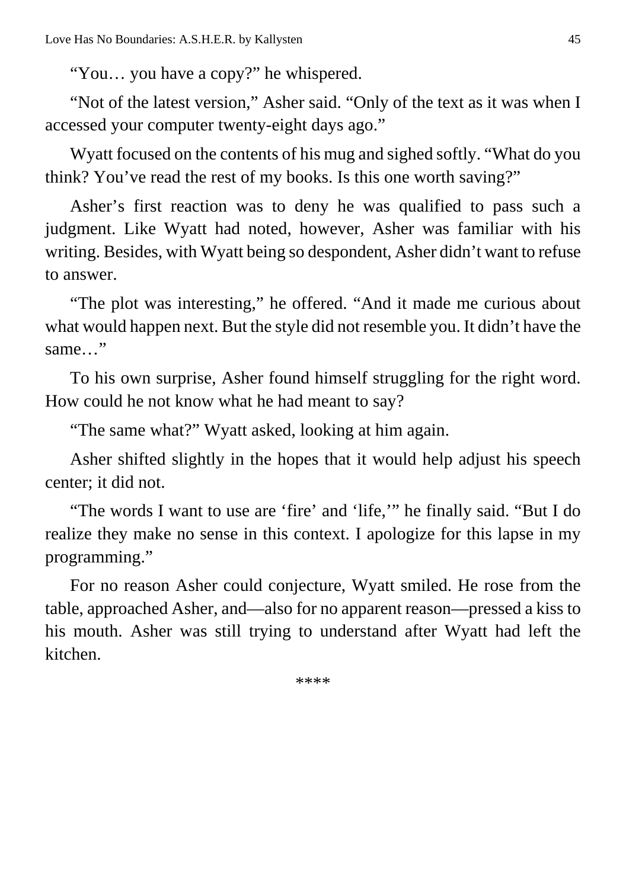"You… you have a copy?" he whispered.

"Not of the latest version," Asher said. "Only of the text as it was when I accessed your computer twenty-eight days ago."

Wyatt focused on the contents of his mug and sighed softly. "What do you think? You've read the rest of my books. Is this one worth saving?"

Asher's first reaction was to deny he was qualified to pass such a judgment. Like Wyatt had noted, however, Asher was familiar with his writing. Besides, with Wyatt being so despondent, Asher didn't want to refuse to answer.

"The plot was interesting," he offered. "And it made me curious about what would happen next. But the style did not resemble you. It didn't have the same…"

To his own surprise, Asher found himself struggling for the right word. How could he not know what he had meant to say?

"The same what?" Wyatt asked, looking at him again.

Asher shifted slightly in the hopes that it would help adjust his speech center; it did not.

"The words I want to use are 'fire' and 'life,'" he finally said. "But I do realize they make no sense in this context. I apologize for this lapse in my programming."

For no reason Asher could conjecture, Wyatt smiled. He rose from the table, approached Asher, and—also for no apparent reason—pressed a kiss to his mouth. Asher was still trying to understand after Wyatt had left the kitchen.

****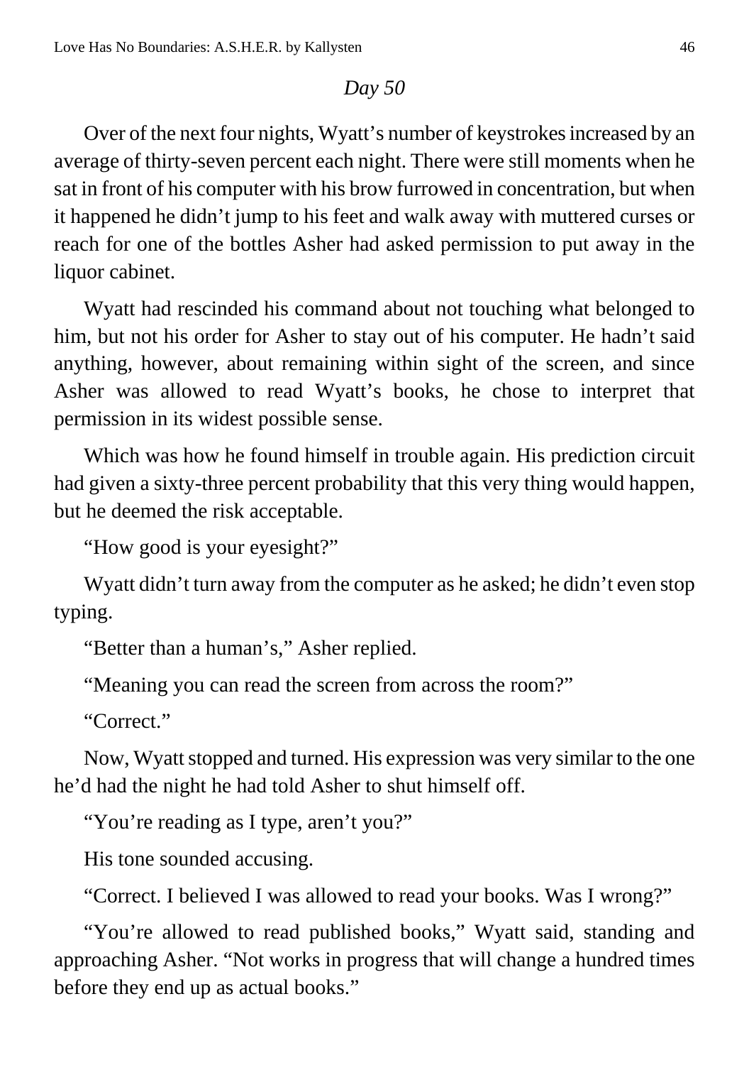*Day 50*

Over of the next four nights, Wyatt's number of keystrokes increased by an average of thirty-seven percent each night. There were still moments when he sat in front of his computer with his brow furrowed in concentration, but when it happened he didn't jump to his feet and walk away with muttered curses or reach for one of the bottles Asher had asked permission to put away in the liquor cabinet.

Wyatt had rescinded his command about not touching what belonged to him, but not his order for Asher to stay out of his computer. He hadn't said anything, however, about remaining within sight of the screen, and since Asher was allowed to read Wyatt's books, he chose to interpret that permission in its widest possible sense.

Which was how he found himself in trouble again. His prediction circuit had given a sixty-three percent probability that this very thing would happen, but he deemed the risk acceptable.

"How good is your eyesight?"

Wyatt didn't turn away from the computer as he asked; he didn't even stop typing.

"Better than a human's," Asher replied.

"Meaning you can read the screen from across the room?"

"Correct."

Now, Wyatt stopped and turned. His expression was very similar to the one he'd had the night he had told Asher to shut himself off.

"You're reading as I type, aren't you?"

His tone sounded accusing.

"Correct. I believed I was allowed to read your books. Was I wrong?"

"You're allowed to read published books," Wyatt said, standing and approaching Asher. "Not works in progress that will change a hundred times before they end up as actual books."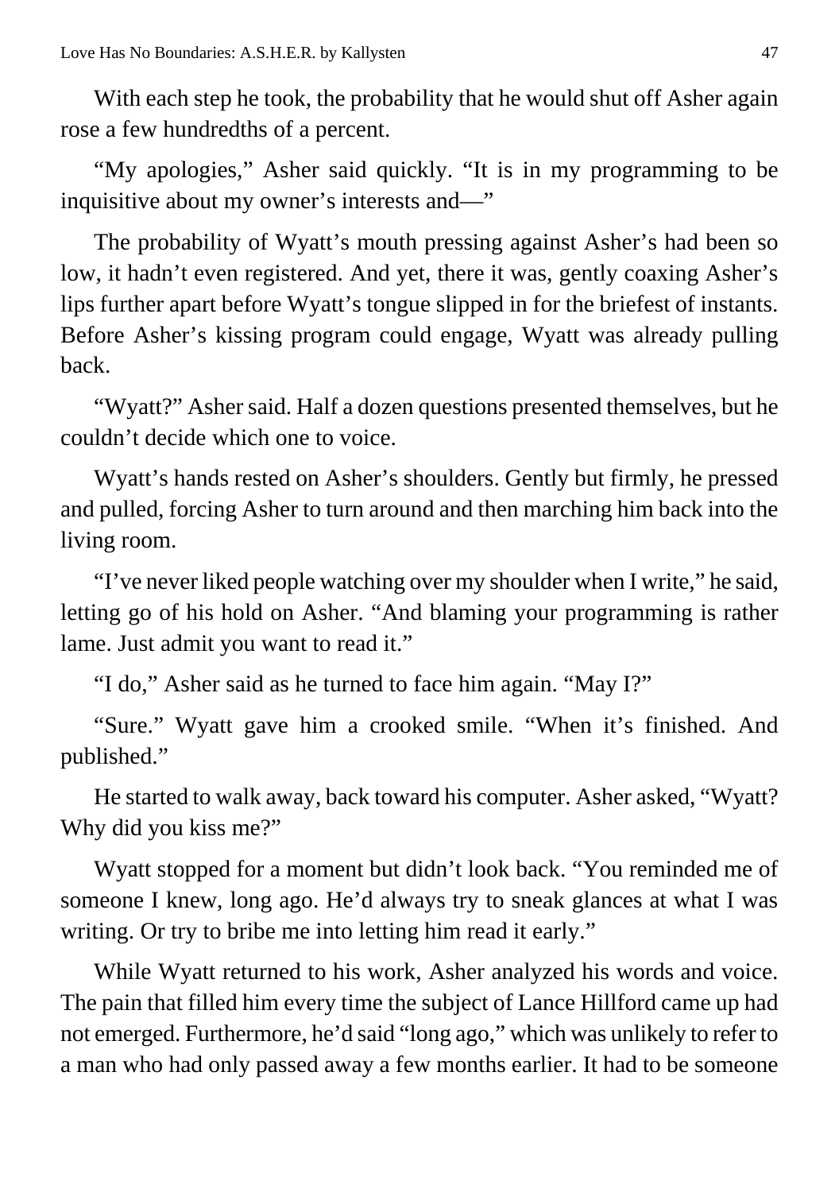With each step he took, the probability that he would shut off Asher again rose a few hundredths of a percent.

"My apologies," Asher said quickly. "It is in my programming to be inquisitive about my owner's interests and—"

The probability of Wyatt's mouth pressing against Asher's had been so low, it hadn't even registered. And yet, there it was, gently coaxing Asher's lips further apart before Wyatt's tongue slipped in for the briefest of instants. Before Asher's kissing program could engage, Wyatt was already pulling back.

"Wyatt?" Asher said. Half a dozen questions presented themselves, but he couldn't decide which one to voice.

Wyatt's hands rested on Asher's shoulders. Gently but firmly, he pressed and pulled, forcing Asher to turn around and then marching him back into the living room.

"I've never liked people watching over my shoulder when I write," he said, letting go of his hold on Asher. "And blaming your programming is rather lame. Just admit you want to read it."

"I do," Asher said as he turned to face him again. "May I?"

"Sure." Wyatt gave him a crooked smile. "When it's finished. And published."

He started to walk away, back toward his computer. Asher asked, "Wyatt? Why did you kiss me?"

Wyatt stopped for a moment but didn't look back. "You reminded me of someone I knew, long ago. He'd always try to sneak glances at what I was writing. Or try to bribe me into letting him read it early."

While Wyatt returned to his work, Asher analyzed his words and voice. The pain that filled him every time the subject of Lance Hillford came up had not emerged. Furthermore, he'd said "long ago," which was unlikely to refer to a man who had only passed away a few months earlier. It had to be someone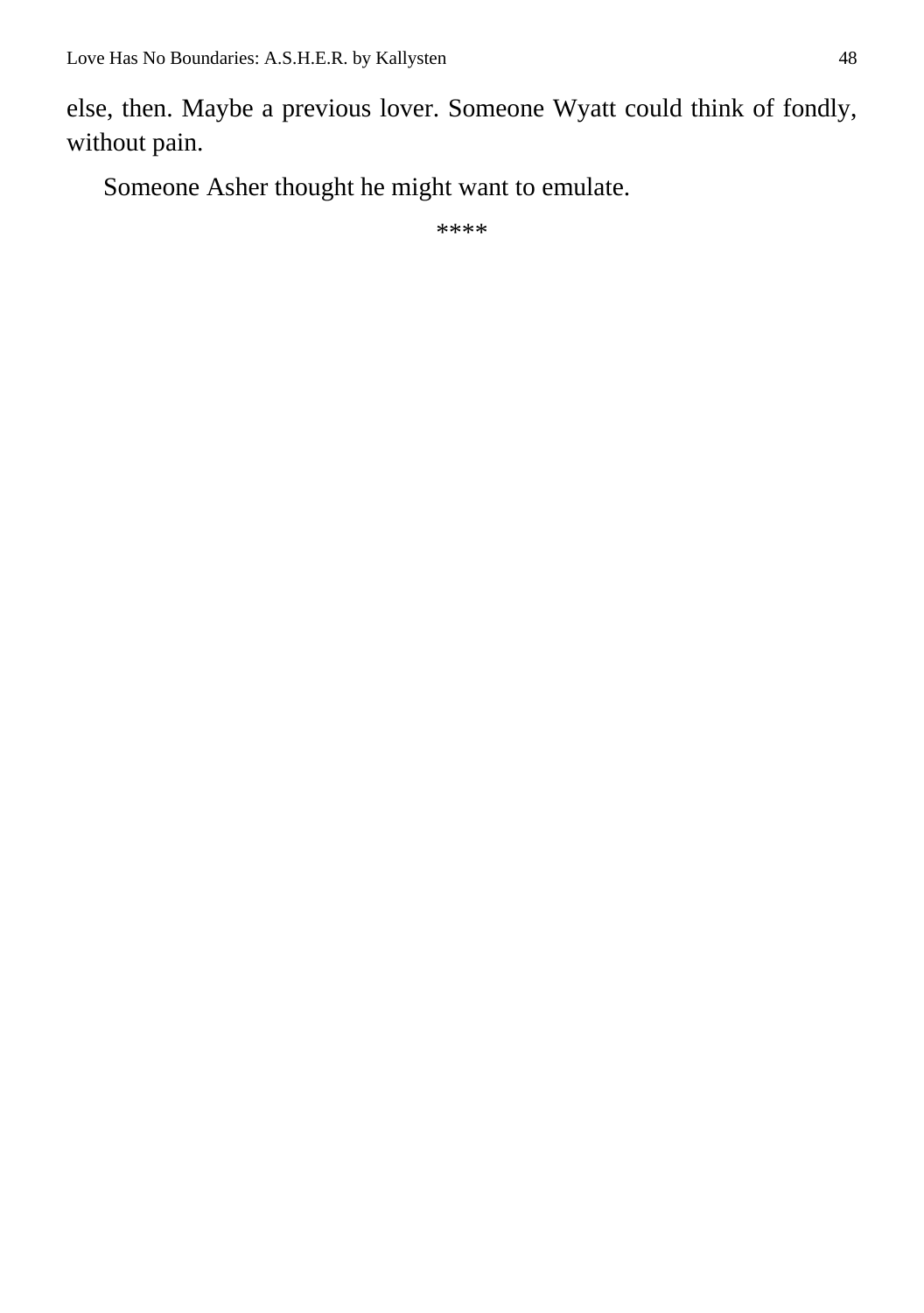else, then. Maybe a previous lover. Someone Wyatt could think of fondly, without pain.

Someone Asher thought he might want to emulate.

****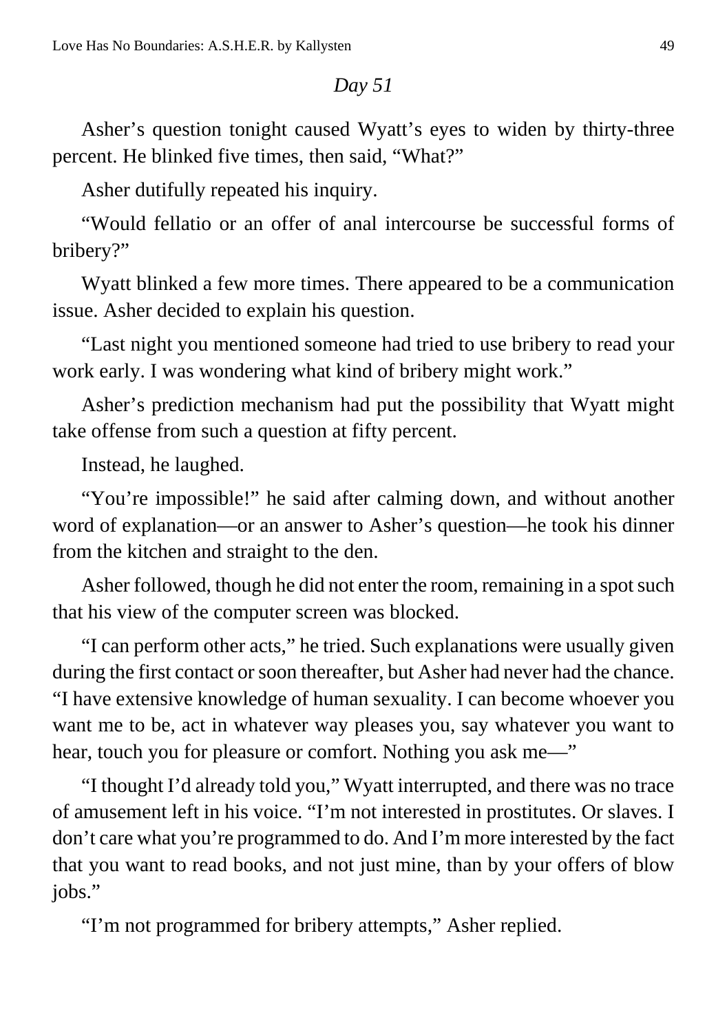*Day 51*

Asher's question tonight caused Wyatt's eyes to widen by thirty-three percent. He blinked five times, then said, "What?"

Asher dutifully repeated his inquiry.

"Would fellatio or an offer of anal intercourse be successful forms of bribery?"

Wyatt blinked a few more times. There appeared to be a communication issue. Asher decided to explain his question.

"Last night you mentioned someone had tried to use bribery to read your work early. I was wondering what kind of bribery might work."

Asher's prediction mechanism had put the possibility that Wyatt might take offense from such a question at fifty percent.

Instead, he laughed.

"You're impossible!" he said after calming down, and without another word of explanation—or an answer to Asher's question—he took his dinner from the kitchen and straight to the den.

Asher followed, though he did not enter the room, remaining in a spot such that his view of the computer screen was blocked.

"I can perform other acts," he tried. Such explanations were usually given during the first contact or soon thereafter, but Asher had never had the chance. "I have extensive knowledge of human sexuality. I can become whoever you want me to be, act in whatever way pleases you, say whatever you want to hear, touch you for pleasure or comfort. Nothing you ask me—"

"I thought I'd already told you," Wyatt interrupted, and there was no trace of amusement left in his voice. "I'm not interested in prostitutes. Or slaves. I don't care what you're programmed to do. And I'm more interested by the fact that you want to read books, and not just mine, than by your offers of blow jobs."

"I'm not programmed for bribery attempts," Asher replied.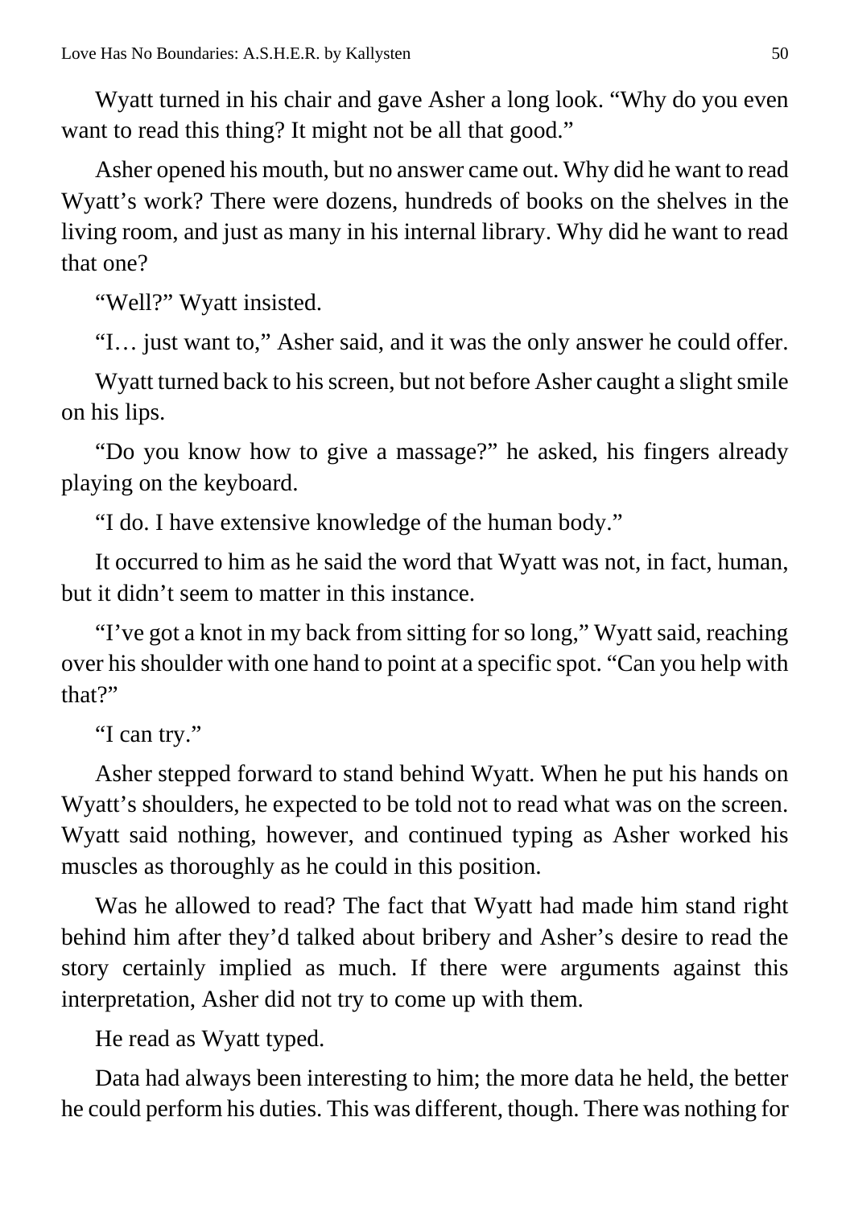Wyatt turned in his chair and gave Asher a long look. “Why do you even want to read this thing? It might not be all that good.”

Asher opened his mouth, but no answer came out. Why did he want to read Wyatt’s work? There were dozens, hundreds of books on the shelves in the living room, and just as many in his internal library. Why did he want to read that one?

“Well?” Wyatt insisted.

“I… just want to,” Asher said, and it was the only answer he could offer.

Wyatt turned back to his screen, but not before Asher caught a slight smile on his lips.

“Do you know how to give a massage?” he asked, his fingers already playing on the keyboard.

“I do. I have extensive knowledge of the human body.”

It occurred to him as he said the word that Wyatt was not, in fact, human, but it didn’t seem to matter in this instance.

“I’ve got a knot in my back from sitting for so long,” Wyatt said, reaching over his shoulder with one hand to point at a specific spot. “Can you help with that?”

“I can try.”

Asher stepped forward to stand behind Wyatt. When he put his hands on Wyatt’s shoulders, he expected to be told not to read what was on the screen. Wyatt said nothing, however, and continued typing as Asher worked his muscles as thoroughly as he could in this position.

Was he allowed to read? The fact that Wyatt had made him stand right behind him after they’d talked about bribery and Asher’s desire to read the story certainly implied as much. If there were arguments against this interpretation, Asher did not try to come up with them.

He read as Wyatt typed.

Data had always been interesting to him; the more data he held, the better he could perform his duties. This was different, though. There was nothing for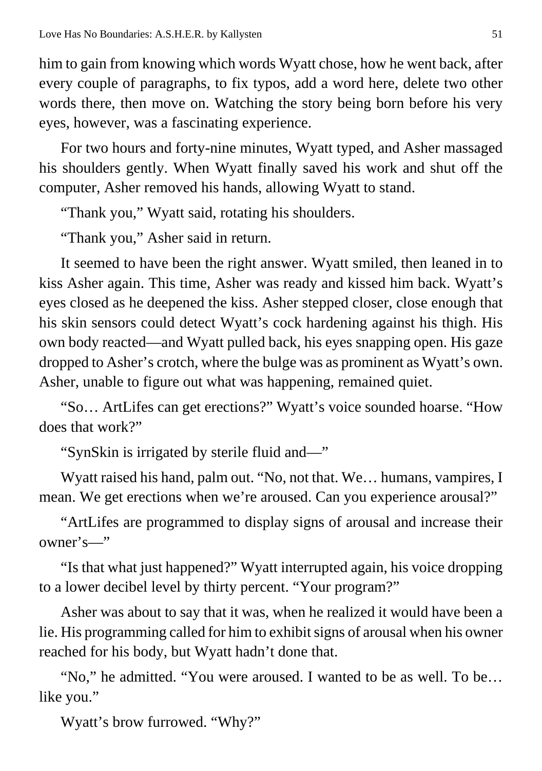him to gain from knowing which words Wyatt chose, how he went back, after every couple of paragraphs, to fix typos, add a word here, delete two other words there, then move on. Watching the story being born before his very eyes, however, was a fascinating experience.

For two hours and forty-nine minutes, Wyatt typed, and Asher massaged his shoulders gently. When Wyatt finally saved his work and shut off the computer, Asher removed his hands, allowing Wyatt to stand.

"Thank you," Wyatt said, rotating his shoulders.

"Thank you," Asher said in return.

It seemed to have been the right answer. Wyatt smiled, then leaned in to kiss Asher again. This time, Asher was ready and kissed him back. Wyatt's eyes closed as he deepened the kiss. Asher stepped closer, close enough that his skin sensors could detect Wyatt's cock hardening against his thigh. His own body reacted—and Wyatt pulled back, his eyes snapping open. His gaze dropped to Asher's crotch, where the bulge was as prominent as Wyatt's own. Asher, unable to figure out what was happening, remained quiet.

"So… ArtLifes can get erections?" Wyatt's voice sounded hoarse. "How does that work?"

"SynSkin is irrigated by sterile fluid and—"

Wyatt raised his hand, palm out. "No, not that. We… humans, vampires, I mean. We get erections when we're aroused. Can you experience arousal?"

"ArtLifes are programmed to display signs of arousal and increase their owner's—"

"Is that what just happened?" Wyatt interrupted again, his voice dropping to a lower decibel level by thirty percent. "Your program?"

Asher was about to say that it was, when he realized it would have been a lie. His programming called for him to exhibit signs of arousal when his owner reached for his body, but Wyatt hadn't done that.

"No," he admitted. "You were aroused. I wanted to be as well. To be… like you."

Wyatt's brow furrowed. "Why?"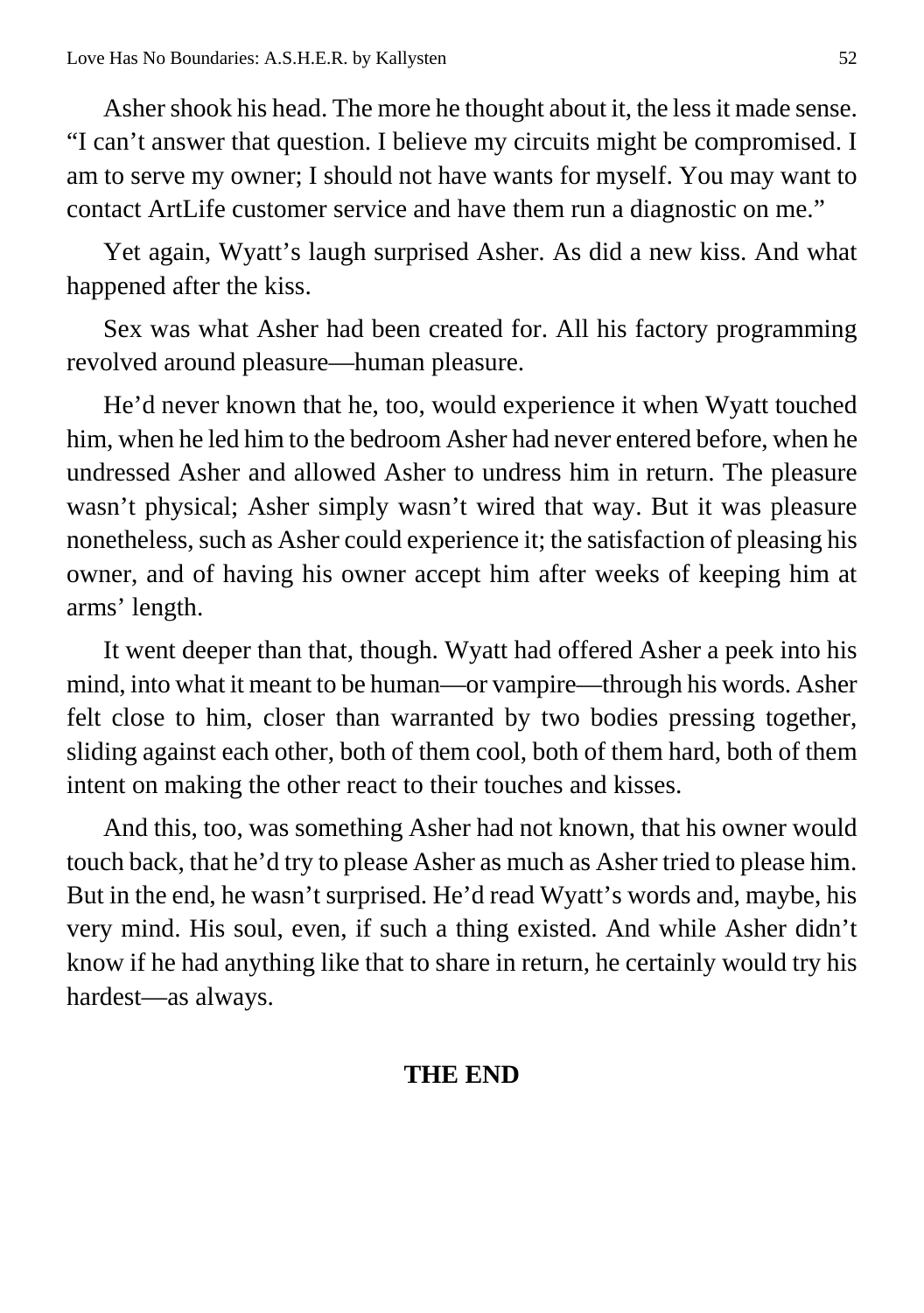Asher shook his head. The more he thought about it, the less it made sense. "I can't answer that question. I believe my circuits might be compromised. I am to serve my owner; I should not have wants for myself. You may want to contact ArtLife customer service and have them run a diagnostic on me."

Yet again, Wyatt's laugh surprised Asher. As did a new kiss. And what happened after the kiss.

Sex was what Asher had been created for. All his factory programming revolved around pleasure—human pleasure.

He'd never known that he, too, would experience it when Wyatt touched him, when he led him to the bedroom Asher had never entered before, when he undressed Asher and allowed Asher to undress him in return. The pleasure wasn't physical; Asher simply wasn't wired that way. But it was pleasure nonetheless, such as Asher could experience it; the satisfaction of pleasing his owner, and of having his owner accept him after weeks of keeping him at arms' length.

It went deeper than that, though. Wyatt had offered Asher a peek into his mind, into what it meant to be human—or vampire—through his words. Asher felt close to him, closer than warranted by two bodies pressing together, sliding against each other, both of them cool, both of them hard, both of them intent on making the other react to their touches and kisses.

And this, too, was something Asher had not known, that his owner would touch back, that he'd try to please Asher as much as Asher tried to please him. But in the end, he wasn't surprised. He'd read Wyatt's words and, maybe, his very mind. His soul, even, if such a thing existed. And while Asher didn't know if he had anything like that to share in return, he certainly would try his hardest—as always.

**THE END**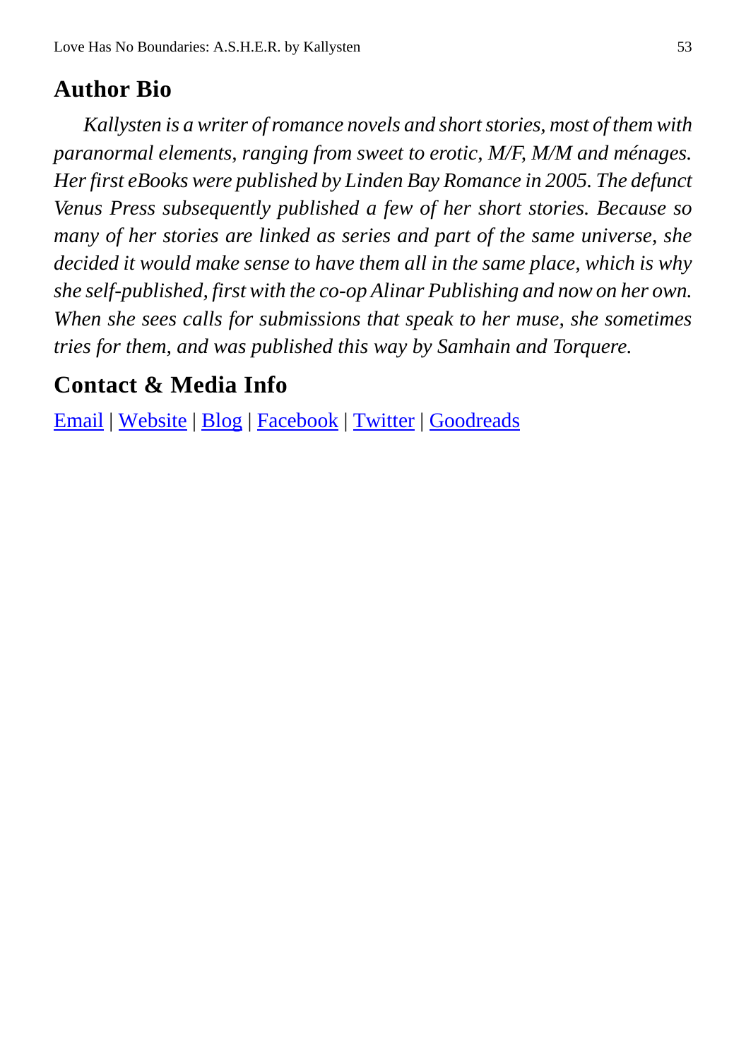## Author Bio

*Kallysten is a writer of romance novels and short stories, most of them with paranormal elements, ranging from sweet to erotic, M/F, M/M and ménages. Her first eBooks were published by Linden Bay Romance in 2005. The defunct Venus Press subsequently published a few of her short stories. Because so many of her stories are linked as series and part of the same universe, she decided it would make sense to have them all in the same place, which is why she self-published, first with the co-op Alinar Publishing and now on her own. When she sees calls for submissions that speak to her muse, she sometimes tries for them, and was published this way by Samhain and Torquere.*

## Contact & Media Info

Email | Website | Blog | Facebook | Twitter | Goodreads